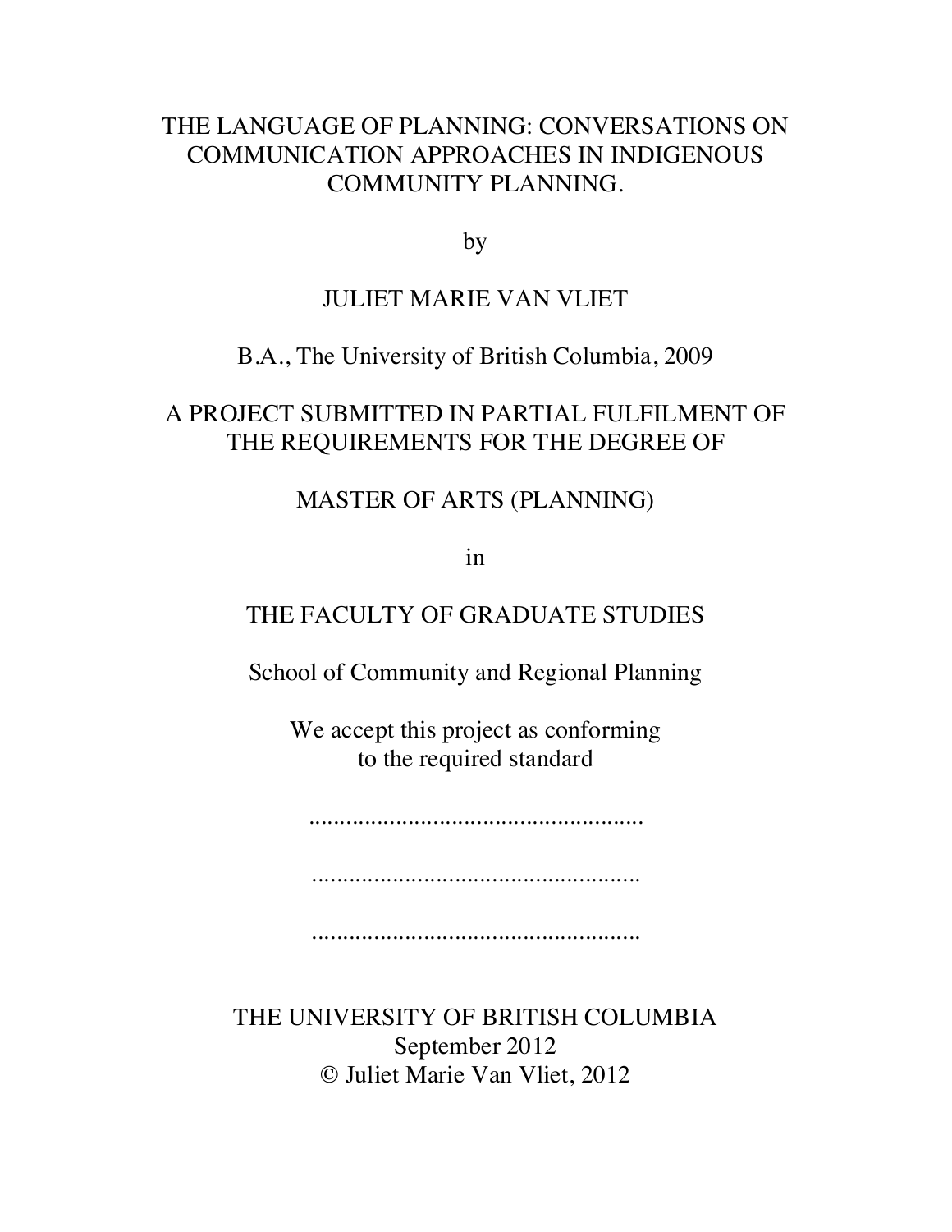# THE LANGUAGE OF PLANNING: CONVERSATIONS ON COMMUNICATION APPROACHES IN INDIGENOUS COMMUNITY PLANNING.

by

JULIET MARIE VAN VLIET

B.A., The University of British Columbia, 2009

A PROJECT SUBMITTED IN PARTIAL FULFILMENT OF THE REQUIREMENTS FOR THE DEGREE OF

MASTER OF ARTS (PLANNING)

in

THE FACULTY OF GRADUATE STUDIES

School of Community and Regional Planning

We accept this project as conforming to the required standard

......................................................

.....................................................

.....................................................

THE UNIVERSITY OF BRITISH COLUMBIA
September 2012
© Juliet Marie Van Vliet, 2012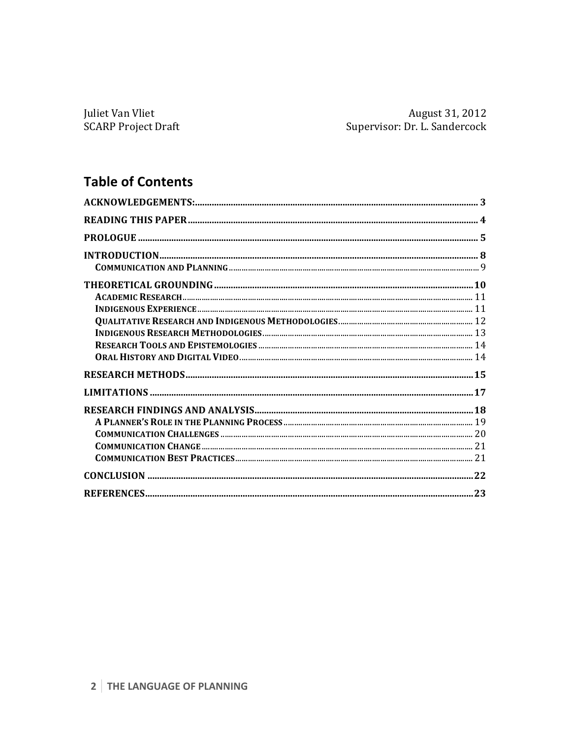Juliet Van Vliet
SCARP Project Draft

August 31, 2012
Supervisor: Dr. L. Sandercock

## Table of Contents

- **ACKNOWLEDGEMENTS:** .......... 3
- **READING THIS PAPER** .......... 4
- **PROLOGUE** .......... 5
- **INTRODUCTION** .......... 8
  - Communication and Planning .......... 9
- **THEORETICAL GROUNDING** .......... 10
  - Academic Research .......... 11
  - Indigenous Experience .......... 11
  - Qualitative Research and Indigenous Methodologies .......... 12
  - Indigenous Research Methodologies .......... 13
  - Research Tools and Epistemologies .......... 14
  - Oral History and Digital Video .......... 14
- **RESEARCH METHODS** .......... 15
- **LIMITATIONS** .......... 17
- **RESEARCH FINDINGS AND ANALYSIS** .......... 18
  - A Planner's Role in the Planning Process .......... 19
  - Communication Challenges .......... 20
  - Communication Change .......... 21
  - Communication Best Practices .......... 21
- **CONCLUSION** .......... 22
- **REFERENCES** .......... 23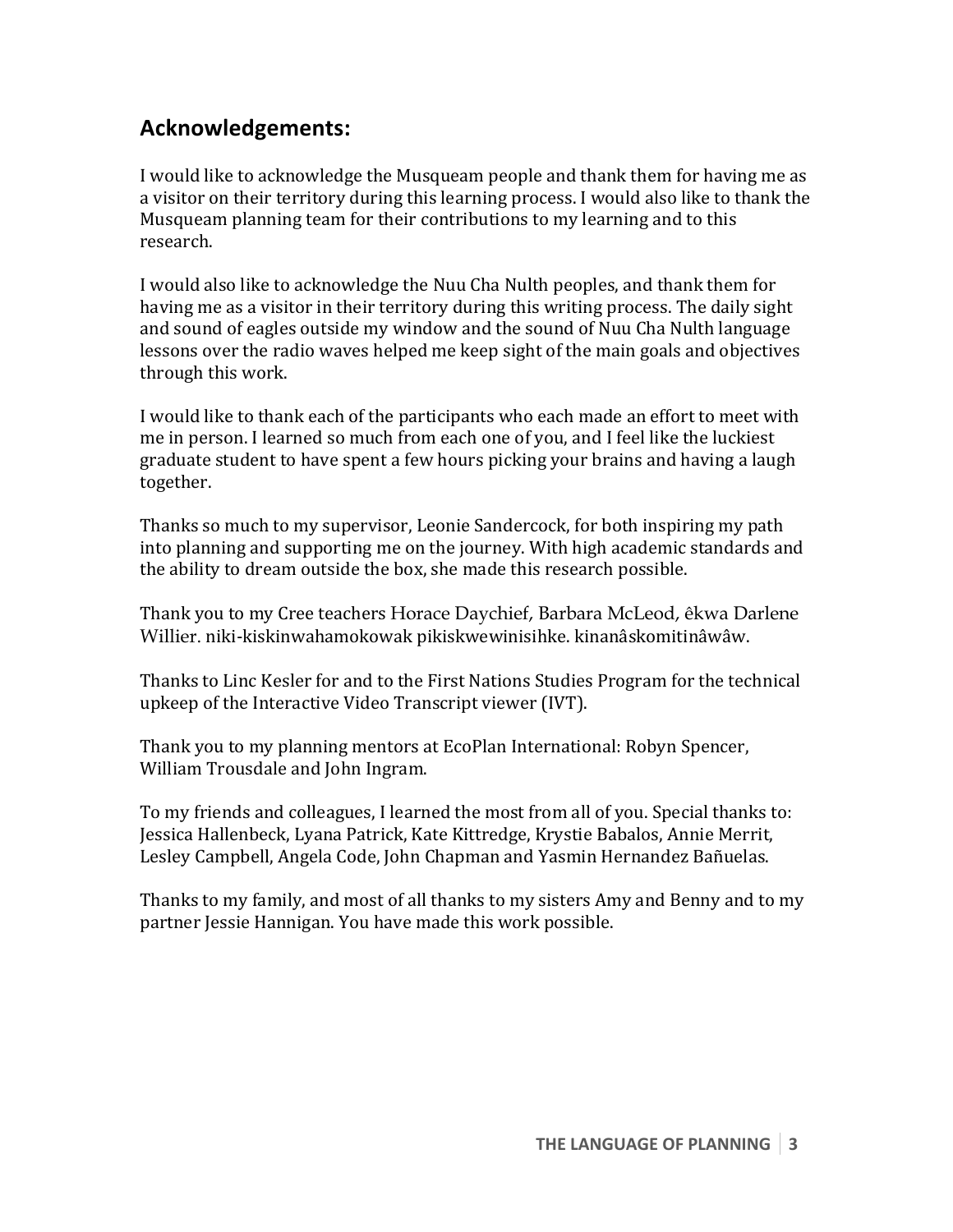## Acknowledgements:

I would like to acknowledge the Musqueam people and thank them for having me as a visitor on their territory during this learning process. I would also like to thank the Musqueam planning team for their contributions to my learning and to this research.

I would also like to acknowledge the Nuu Cha Nulth peoples, and thank them for having me as a visitor in their territory during this writing process. The daily sight and sound of eagles outside my window and the sound of Nuu Cha Nulth language lessons over the radio waves helped me keep sight of the main goals and objectives through this work.

I would like to thank each of the participants who each made an effort to meet with me in person. I learned so much from each one of you, and I feel like the luckiest graduate student to have spent a few hours picking your brains and having a laugh together.

Thanks so much to my supervisor, Leonie Sandercock, for both inspiring my path into planning and supporting me on the journey. With high academic standards and the ability to dream outside the box, she made this research possible.

Thank you to my Cree teachers Horace Daychief, Barbara McLeod, êkwa Darlene Willier. niki-kiskinwahamokowak pikiskwewinisihke. kinanâskomitinâwâw.

Thanks to Linc Kesler for and to the First Nations Studies Program for the technical upkeep of the Interactive Video Transcript viewer (IVT).

Thank you to my planning mentors at EcoPlan International: Robyn Spencer, William Trousdale and John Ingram.

To my friends and colleagues, I learned the most from all of you. Special thanks to: Jessica Hallenbeck, Lyana Patrick, Kate Kittredge, Krystie Babalos, Annie Merrit, Lesley Campbell, Angela Code, John Chapman and Yasmin Hernandez Bañuelas.

Thanks to my family, and most of all thanks to my sisters Amy and Benny and to my partner Jessie Hannigan. You have made this work possible.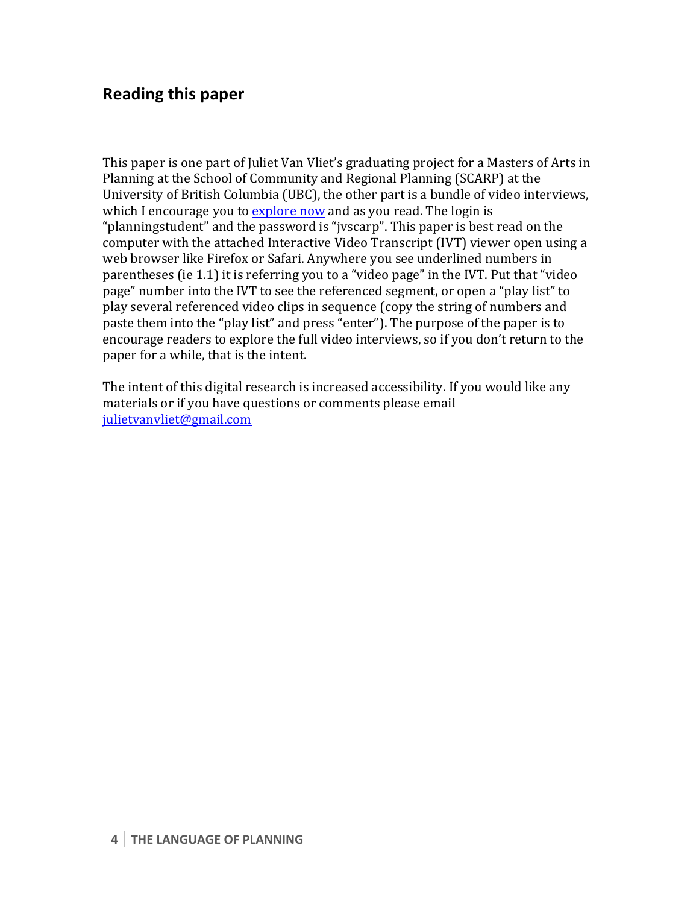## Reading this paper

This paper is one part of Juliet Van Vliet's graduating project for a Masters of Arts in Planning at the School of Community and Regional Planning (SCARP) at the University of British Columbia (UBC), the other part is a bundle of video interviews, which I encourage you to explore now and as you read. The login is "planningstudent" and the password is "jvscarp". This paper is best read on the computer with the attached Interactive Video Transcript (IVT) viewer open using a web browser like Firefox or Safari. Anywhere you see underlined numbers in parentheses (ie 1.1) it is referring you to a "video page" in the IVT. Put that "video page" number into the IVT to see the referenced segment, or open a "play list" to play several referenced video clips in sequence (copy the string of numbers and paste them into the "play list" and press "enter"). The purpose of the paper is to encourage readers to explore the full video interviews, so if you don't return to the paper for a while, that is the intent.

The intent of this digital research is increased accessibility. If you would like any materials or if you have questions or comments please email julietvanvliet@gmail.com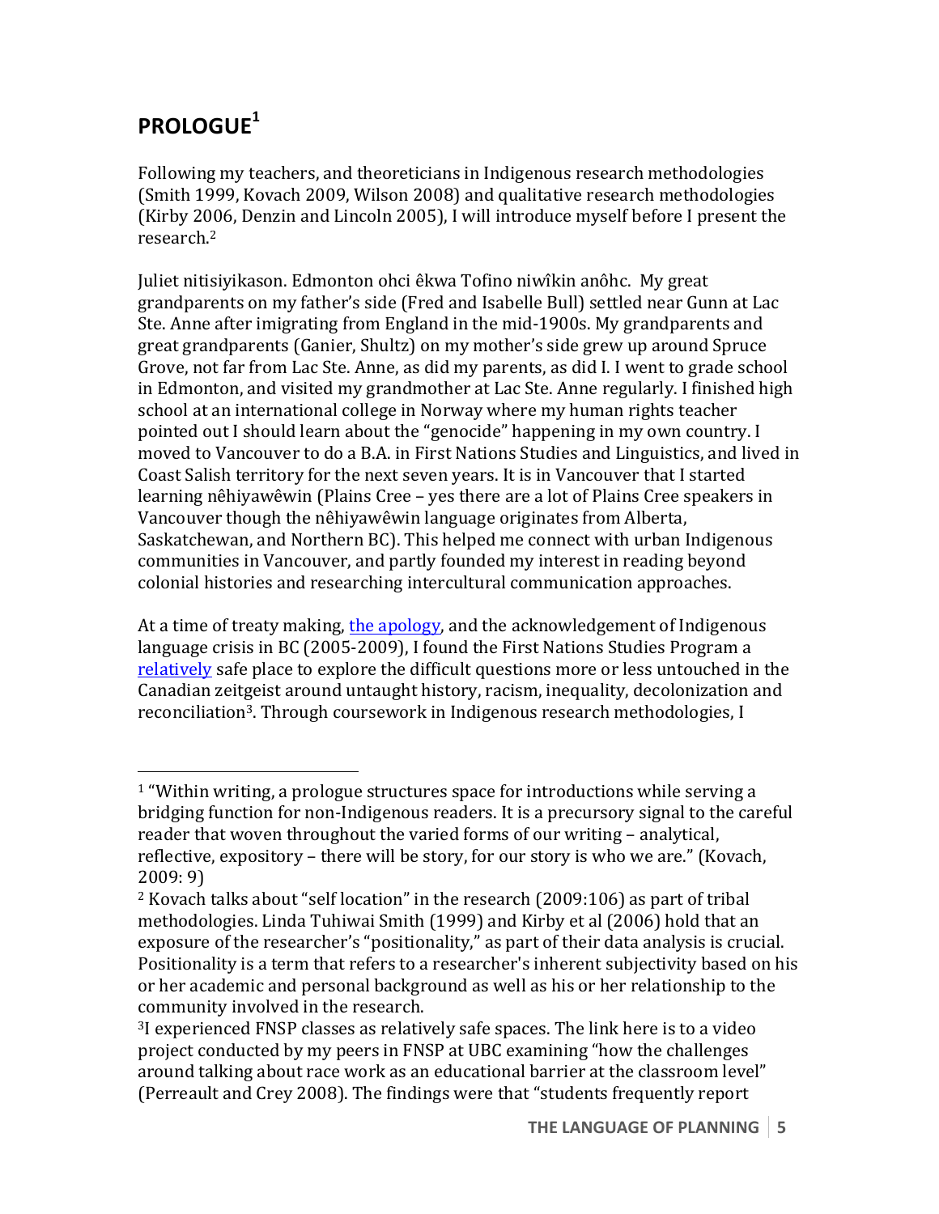# PROLOGUE[1]

Following my teachers, and theoreticians in Indigenous research methodologies (Smith 1999, Kovach 2009, Wilson 2008) and qualitative research methodologies (Kirby 2006, Denzin and Lincoln 2005), I will introduce myself before I present the research.[2]

Juliet nitisiyikason. Edmonton ohci êkwa Tofino niwîkin anôhc. My great grandparents on my father's side (Fred and Isabelle Bull) settled near Gunn at Lac Ste. Anne after imigrating from England in the mid-1900s. My grandparents and great grandparents (Ganier, Shultz) on my mother's side grew up around Spruce Grove, not far from Lac Ste. Anne, as did my parents, as did I. I went to grade school in Edmonton, and visited my grandmother at Lac Ste. Anne regularly. I finished high school at an international college in Norway where my human rights teacher pointed out I should learn about the "genocide" happening in my own country. I moved to Vancouver to do a B.A. in First Nations Studies and Linguistics, and lived in Coast Salish territory for the next seven years. It is in Vancouver that I started learning nêhiyawêwin (Plains Cree – yes there are a lot of Plains Cree speakers in Vancouver though the nêhiyawêwin language originates from Alberta, Saskatchewan, and Northern BC). This helped me connect with urban Indigenous communities in Vancouver, and partly founded my interest in reading beyond colonial histories and researching intercultural communication approaches.

At a time of treaty making, [the apology](), and the acknowledgement of Indigenous language crisis in BC (2005-2009), I found the First Nations Studies Program a [relatively]() safe place to explore the difficult questions more or less untouched in the Canadian zeitgeist around untaught history, racism, inequality, decolonization and reconciliation[3]. Through coursework in Indigenous research methodologies, I

---

[1] "Within writing, a prologue structures space for introductions while serving a bridging function for non-Indigenous readers. It is a precursory signal to the careful reader that woven throughout the varied forms of our writing – analytical, reflective, expository – there will be story, for our story is who we are." (Kovach, 2009: 9)

[2] Kovach talks about "self location" in the research (2009:106) as part of tribal methodologies. Linda Tuhiwai Smith (1999) and Kirby et al (2006) hold that an exposure of the researcher's "positionality," as part of their data analysis is crucial. Positionality is a term that refers to a researcher's inherent subjectivity based on his or her academic and personal background as well as his or her relationship to the community involved in the research.

[3] I experienced FNSP classes as relatively safe spaces. The link here is to a video project conducted by my peers in FNSP at UBC examining "how the challenges around talking about race work as an educational barrier at the classroom level" (Perreault and Crey 2008). The findings were that "students frequently report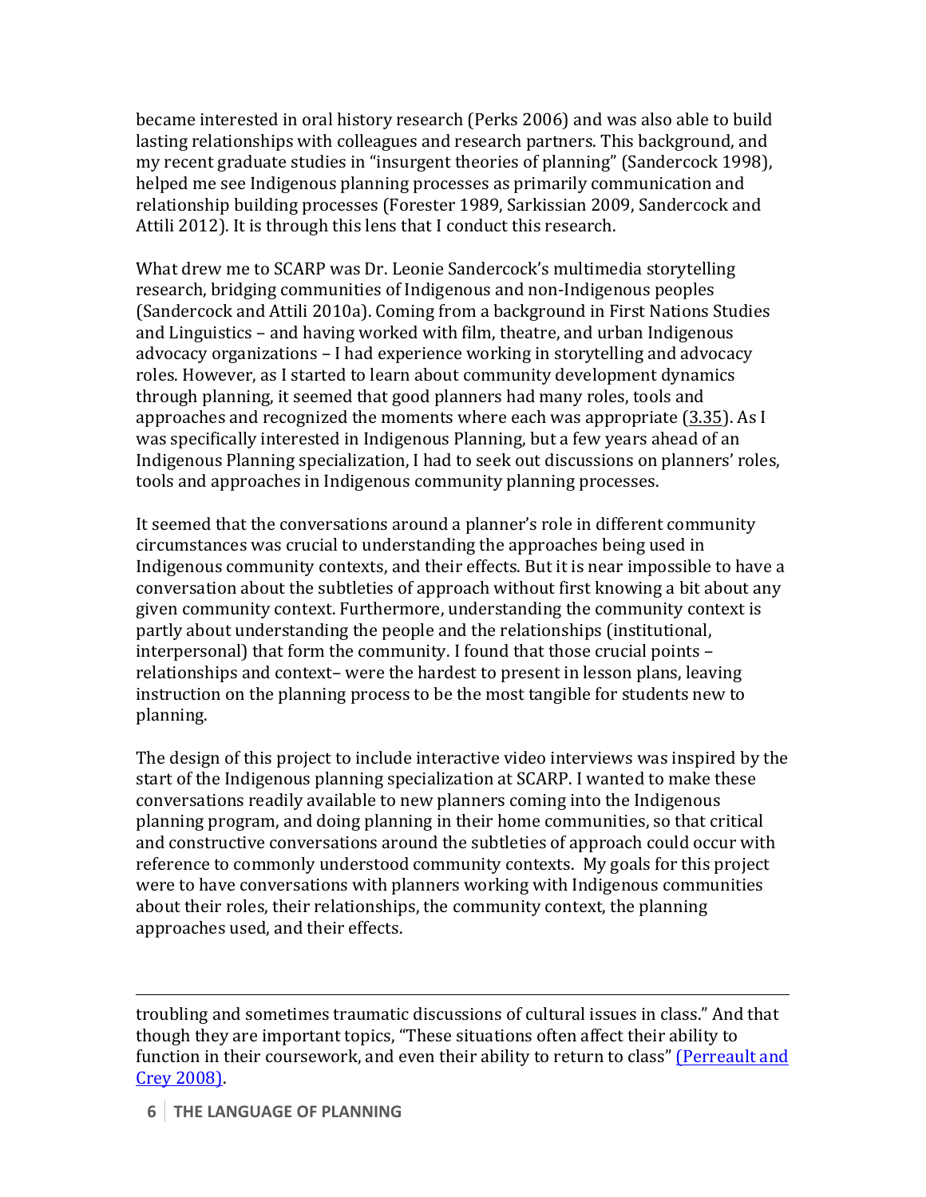became interested in oral history research (Perks 2006) and was also able to build lasting relationships with colleagues and research partners. This background, and my recent graduate studies in "insurgent theories of planning" (Sandercock 1998), helped me see Indigenous planning processes as primarily communication and relationship building processes (Forester 1989, Sarkissian 2009, Sandercock and Attili 2012). It is through this lens that I conduct this research.

What drew me to SCARP was Dr. Leonie Sandercock's multimedia storytelling research, bridging communities of Indigenous and non-Indigenous peoples (Sandercock and Attili 2010a). Coming from a background in First Nations Studies and Linguistics – and having worked with film, theatre, and urban Indigenous advocacy organizations – I had experience working in storytelling and advocacy roles. However, as I started to learn about community development dynamics through planning, it seemed that good planners had many roles, tools and approaches and recognized the moments where each was appropriate (3.35). As I was specifically interested in Indigenous Planning, but a few years ahead of an Indigenous Planning specialization, I had to seek out discussions on planners' roles, tools and approaches in Indigenous community planning processes.

It seemed that the conversations around a planner's role in different community circumstances was crucial to understanding the approaches being used in Indigenous community contexts, and their effects. But it is near impossible to have a conversation about the subtleties of approach without first knowing a bit about any given community context. Furthermore, understanding the community context is partly about understanding the people and the relationships (institutional, interpersonal) that form the community. I found that those crucial points – relationships and context– were the hardest to present in lesson plans, leaving instruction on the planning process to be the most tangible for students new to planning.

The design of this project to include interactive video interviews was inspired by the start of the Indigenous planning specialization at SCARP. I wanted to make these conversations readily available to new planners coming into the Indigenous planning program, and doing planning in their home communities, so that critical and constructive conversations around the subtleties of approach could occur with reference to commonly understood community contexts. My goals for this project were to have conversations with planners working with Indigenous communities about their roles, their relationships, the community context, the planning approaches used, and their effects.

---

troubling and sometimes traumatic discussions of cultural issues in class." And that though they are important topics, "These situations often affect their ability to function in their coursework, and even their ability to return to class" (Perreault and Crey 2008).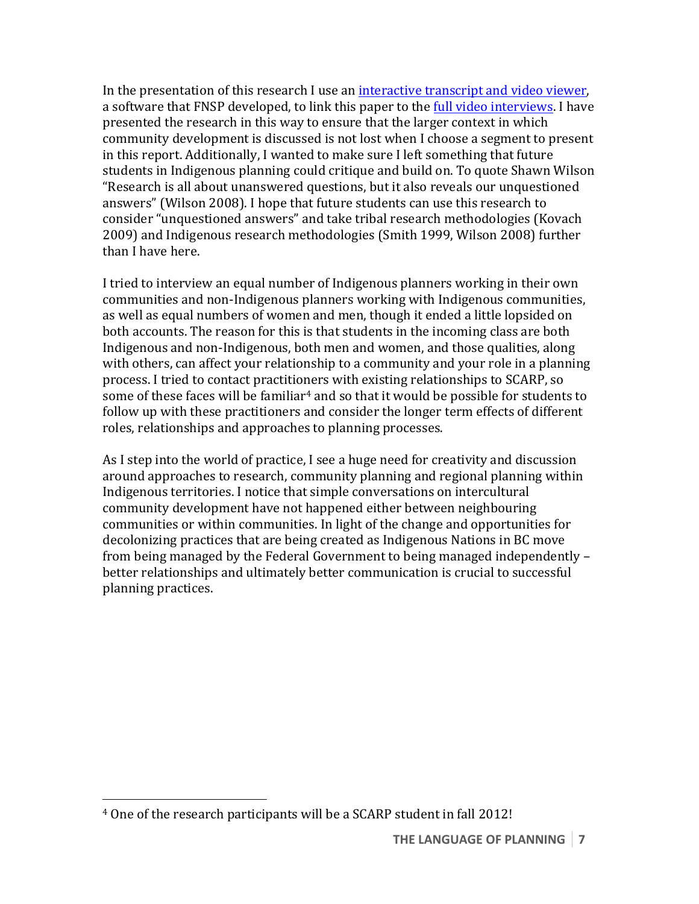In the presentation of this research I use an interactive transcript and video viewer, a software that FNSP developed, to link this paper to the full video interviews. I have presented the research in this way to ensure that the larger context in which community development is discussed is not lost when I choose a segment to present in this report. Additionally, I wanted to make sure I left something that future students in Indigenous planning could critique and build on. To quote Shawn Wilson "Research is all about unanswered questions, but it also reveals our unquestioned answers" (Wilson 2008). I hope that future students can use this research to consider "unquestioned answers" and take tribal research methodologies (Kovach 2009) and Indigenous research methodologies (Smith 1999, Wilson 2008) further than I have here.

I tried to interview an equal number of Indigenous planners working in their own communities and non-Indigenous planners working with Indigenous communities, as well as equal numbers of women and men, though it ended a little lopsided on both accounts. The reason for this is that students in the incoming class are both Indigenous and non-Indigenous, both men and women, and those qualities, along with others, can affect your relationship to a community and your role in a planning process. I tried to contact practitioners with existing relationships to SCARP, so some of these faces will be familiar[4] and so that it would be possible for students to follow up with these practitioners and consider the longer term effects of different roles, relationships and approaches to planning processes.

As I step into the world of practice, I see a huge need for creativity and discussion around approaches to research, community planning and regional planning within Indigenous territories. I notice that simple conversations on intercultural community development have not happened either between neighbouring communities or within communities. In light of the change and opportunities for decolonizing practices that are being created as Indigenous Nations in BC move from being managed by the Federal Government to being managed independently – better relationships and ultimately better communication is crucial to successful planning practices.

---

[4] One of the research participants will be a SCARP student in fall 2012!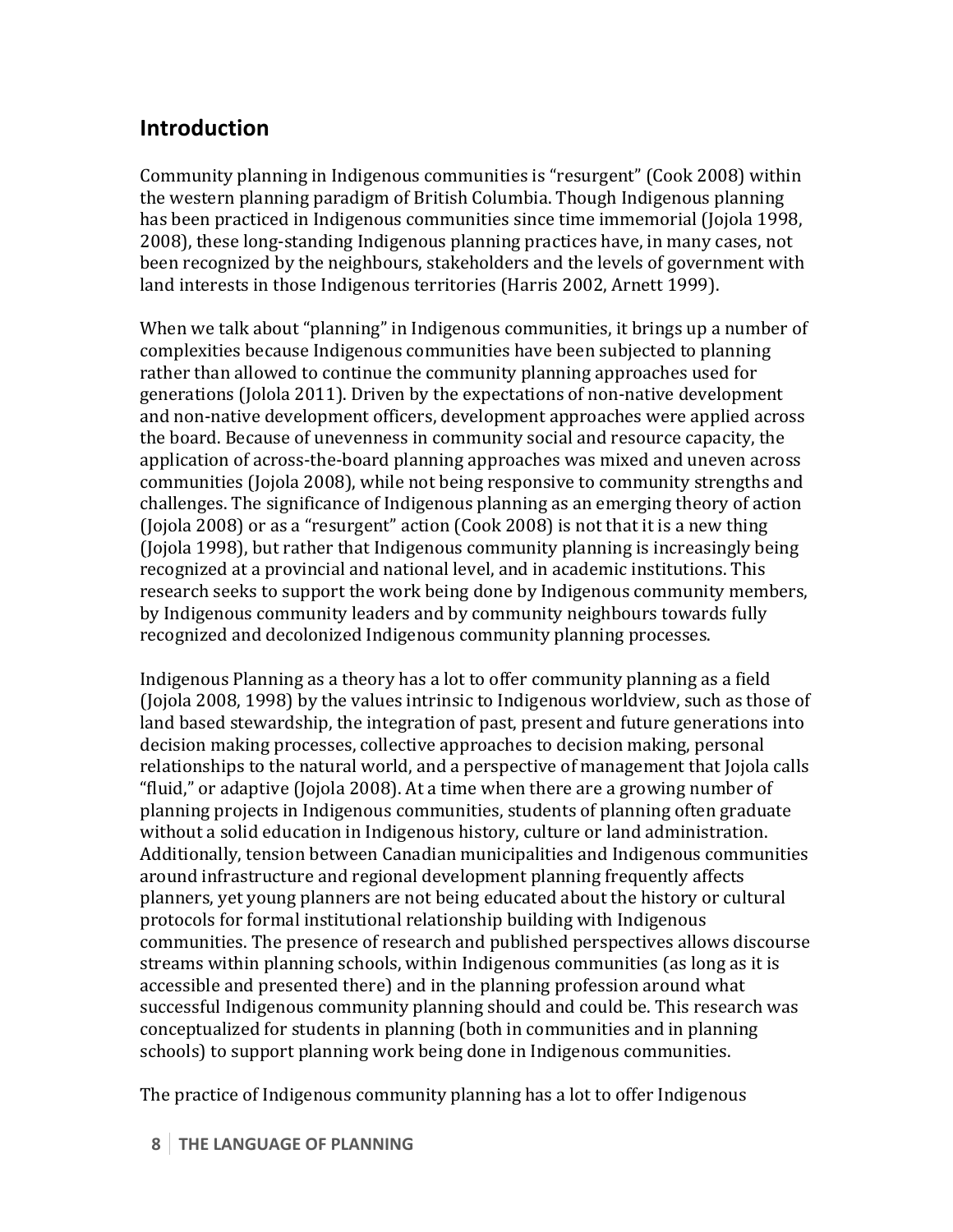## Introduction

Community planning in Indigenous communities is "resurgent" (Cook 2008) within the western planning paradigm of British Columbia. Though Indigenous planning has been practiced in Indigenous communities since time immemorial (Jojola 1998, 2008), these long-standing Indigenous planning practices have, in many cases, not been recognized by the neighbours, stakeholders and the levels of government with land interests in those Indigenous territories (Harris 2002, Arnett 1999).

When we talk about "planning" in Indigenous communities, it brings up a number of complexities because Indigenous communities have been subjected to planning rather than allowed to continue the community planning approaches used for generations (Jolola 2011). Driven by the expectations of non-native development and non-native development officers, development approaches were applied across the board. Because of unevenness in community social and resource capacity, the application of across-the-board planning approaches was mixed and uneven across communities (Jojola 2008), while not being responsive to community strengths and challenges. The significance of Indigenous planning as an emerging theory of action (Jojola 2008) or as a "resurgent" action (Cook 2008) is not that it is a new thing (Jojola 1998), but rather that Indigenous community planning is increasingly being recognized at a provincial and national level, and in academic institutions. This research seeks to support the work being done by Indigenous community members, by Indigenous community leaders and by community neighbours towards fully recognized and decolonized Indigenous community planning processes.

Indigenous Planning as a theory has a lot to offer community planning as a field (Jojola 2008, 1998) by the values intrinsic to Indigenous worldview, such as those of land based stewardship, the integration of past, present and future generations into decision making processes, collective approaches to decision making, personal relationships to the natural world, and a perspective of management that Jojola calls "fluid," or adaptive (Jojola 2008). At a time when there are a growing number of planning projects in Indigenous communities, students of planning often graduate without a solid education in Indigenous history, culture or land administration. Additionally, tension between Canadian municipalities and Indigenous communities around infrastructure and regional development planning frequently affects planners, yet young planners are not being educated about the history or cultural protocols for formal institutional relationship building with Indigenous communities. The presence of research and published perspectives allows discourse streams within planning schools, within Indigenous communities (as long as it is accessible and presented there) and in the planning profession around what successful Indigenous community planning should and could be. This research was conceptualized for students in planning (both in communities and in planning schools) to support planning work being done in Indigenous communities.

The practice of Indigenous community planning has a lot to offer Indigenous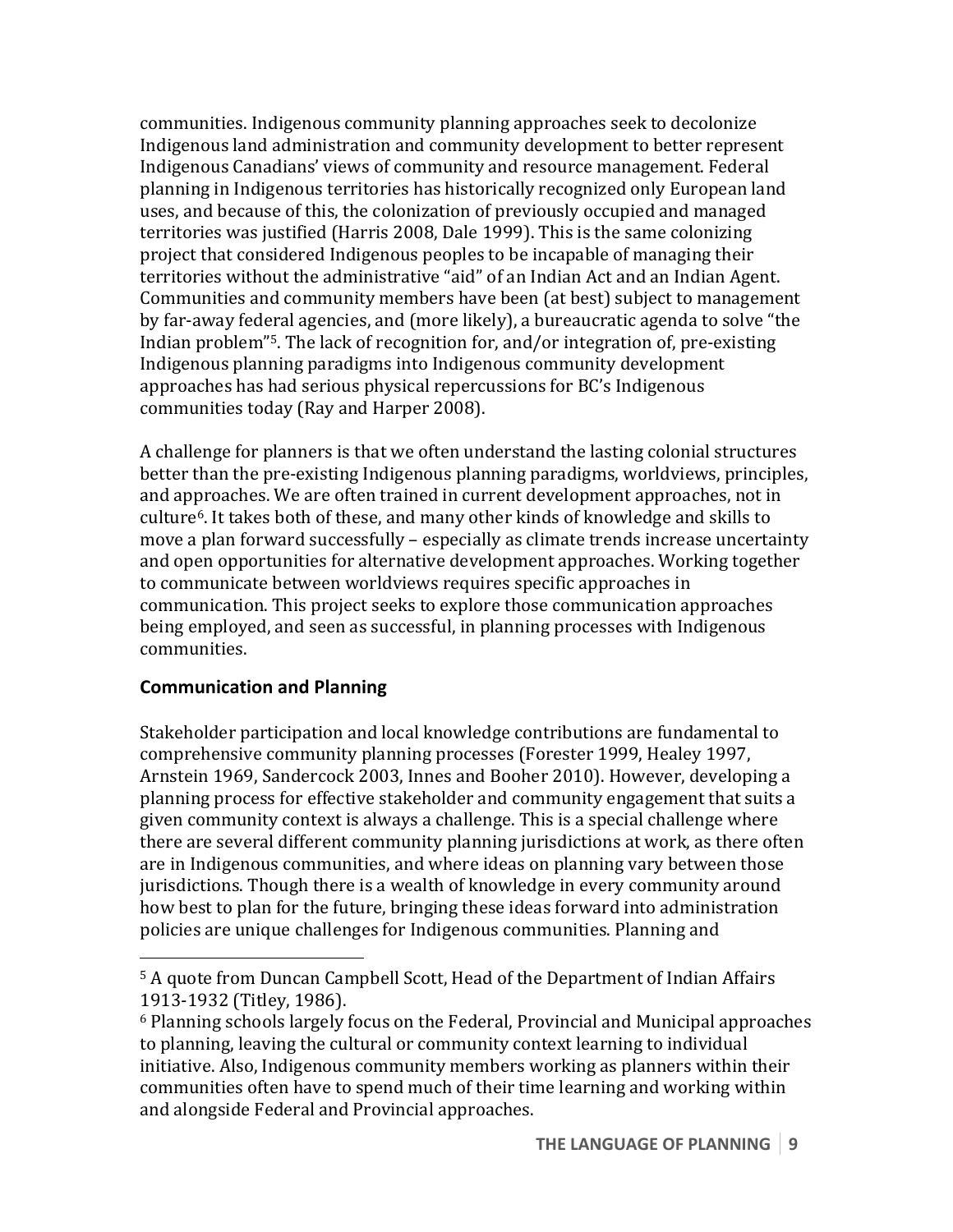communities. Indigenous community planning approaches seek to decolonize Indigenous land administration and community development to better represent Indigenous Canadians' views of community and resource management. Federal planning in Indigenous territories has historically recognized only European land uses, and because of this, the colonization of previously occupied and managed territories was justified (Harris 2008, Dale 1999). This is the same colonizing project that considered Indigenous peoples to be incapable of managing their territories without the administrative "aid" of an Indian Act and an Indian Agent. Communities and community members have been (at best) subject to management by far-away federal agencies, and (more likely), a bureaucratic agenda to solve "the Indian problem"[5]. The lack of recognition for, and/or integration of, pre-existing Indigenous planning paradigms into Indigenous community development approaches has had serious physical repercussions for BC's Indigenous communities today (Ray and Harper 2008).

A challenge for planners is that we often understand the lasting colonial structures better than the pre-existing Indigenous planning paradigms, worldviews, principles, and approaches. We are often trained in current development approaches, not in culture[6]. It takes both of these, and many other kinds of knowledge and skills to move a plan forward successfully – especially as climate trends increase uncertainty and open opportunities for alternative development approaches. Working together to communicate between worldviews requires specific approaches in communication. This project seeks to explore those communication approaches being employed, and seen as successful, in planning processes with Indigenous communities.

**Communication and Planning**

Stakeholder participation and local knowledge contributions are fundamental to comprehensive community planning processes (Forester 1999, Healey 1997, Arnstein 1969, Sandercock 2003, Innes and Booher 2010). However, developing a planning process for effective stakeholder and community engagement that suits a given community context is always a challenge. This is a special challenge where there are several different community planning jurisdictions at work, as there often are in Indigenous communities, and where ideas on planning vary between those jurisdictions. Though there is a wealth of knowledge in every community around how best to plan for the future, bringing these ideas forward into administration policies are unique challenges for Indigenous communities. Planning and

---

[5] A quote from Duncan Campbell Scott, Head of the Department of Indian Affairs 1913-1932 (Titley, 1986).

[6] Planning schools largely focus on the Federal, Provincial and Municipal approaches to planning, leaving the cultural or community context learning to individual initiative. Also, Indigenous community members working as planners within their communities often have to spend much of their time learning and working within and alongside Federal and Provincial approaches.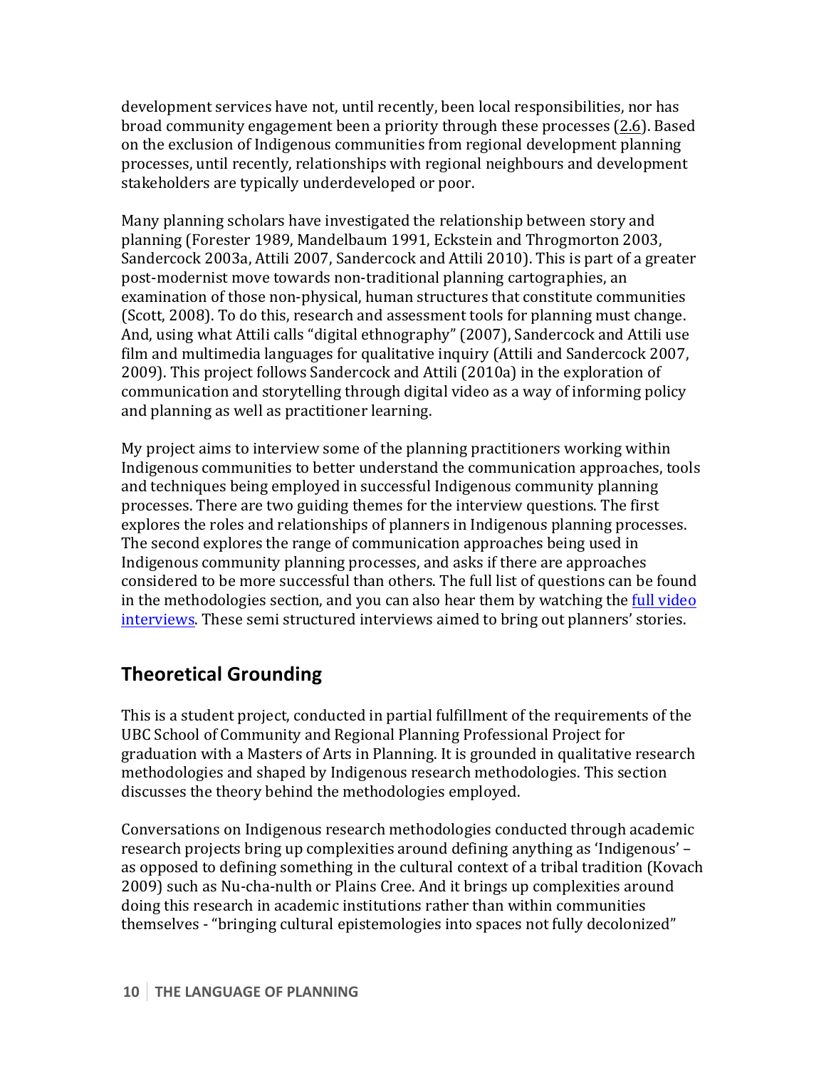development services have not, until recently, been local responsibilities, nor has broad community engagement been a priority through these processes (2.6). Based on the exclusion of Indigenous communities from regional development planning processes, until recently, relationships with regional neighbours and development stakeholders are typically underdeveloped or poor.

Many planning scholars have investigated the relationship between story and planning (Forester 1989, Mandelbaum 1991, Eckstein and Throgmorton 2003, Sandercock 2003a, Attili 2007, Sandercock and Attili 2010). This is part of a greater post-modernist move towards non-traditional planning cartographies, an examination of those non-physical, human structures that constitute communities (Scott, 2008). To do this, research and assessment tools for planning must change. And, using what Attili calls "digital ethnography" (2007), Sandercock and Attili use film and multimedia languages for qualitative inquiry (Attili and Sandercock 2007, 2009). This project follows Sandercock and Attili (2010a) in the exploration of communication and storytelling through digital video as a way of informing policy and planning as well as practitioner learning.

My project aims to interview some of the planning practitioners working within Indigenous communities to better understand the communication approaches, tools and techniques being employed in successful Indigenous community planning processes. There are two guiding themes for the interview questions. The first explores the roles and relationships of planners in Indigenous planning processes. The second explores the range of communication approaches being used in Indigenous community planning processes, and asks if there are approaches considered to be more successful than others. The full list of questions can be found in the methodologies section, and you can also hear them by watching the full video interviews. These semi structured interviews aimed to bring out planners' stories.

## Theoretical Grounding

This is a student project, conducted in partial fulfillment of the requirements of the UBC School of Community and Regional Planning Professional Project for graduation with a Masters of Arts in Planning. It is grounded in qualitative research methodologies and shaped by Indigenous research methodologies. This section discusses the theory behind the methodologies employed.

Conversations on Indigenous research methodologies conducted through academic research projects bring up complexities around defining anything as 'Indigenous' – as opposed to defining something in the cultural context of a tribal tradition (Kovach 2009) such as Nu-cha-nulth or Plains Cree. And it brings up complexities around doing this research in academic institutions rather than within communities themselves - "bringing cultural epistemologies into spaces not fully decolonized"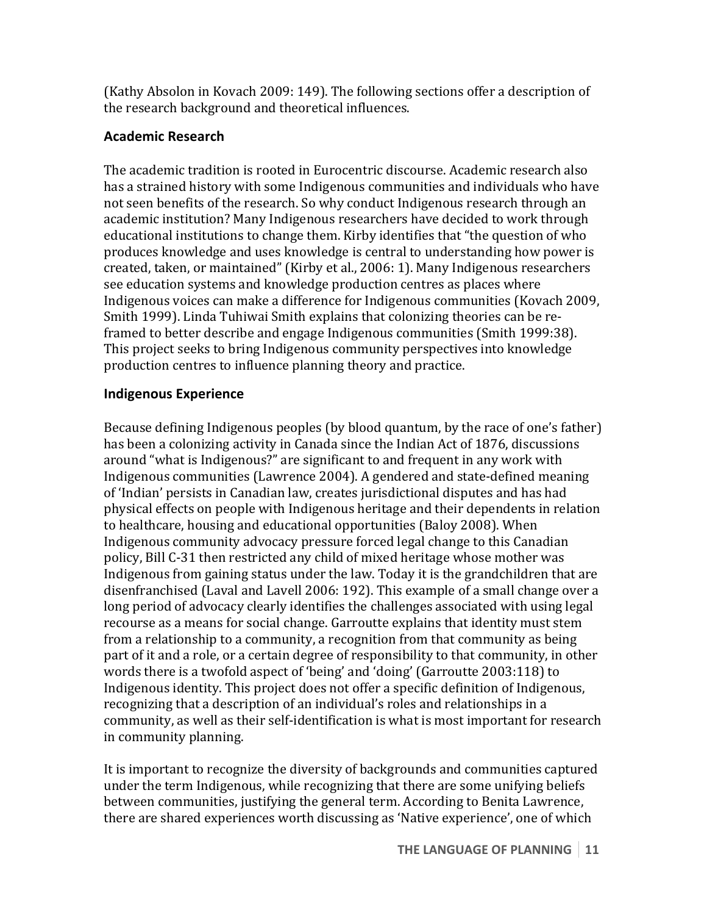(Kathy Absolon in Kovach 2009: 149). The following sections offer a description of the research background and theoretical influences.

### Academic Research

The academic tradition is rooted in Eurocentric discourse. Academic research also has a strained history with some Indigenous communities and individuals who have not seen benefits of the research. So why conduct Indigenous research through an academic institution? Many Indigenous researchers have decided to work through educational institutions to change them. Kirby identifies that "the question of who produces knowledge and uses knowledge is central to understanding how power is created, taken, or maintained" (Kirby et al., 2006: 1). Many Indigenous researchers see education systems and knowledge production centres as places where Indigenous voices can make a difference for Indigenous communities (Kovach 2009, Smith 1999). Linda Tuhiwai Smith explains that colonizing theories can be re-framed to better describe and engage Indigenous communities (Smith 1999:38). This project seeks to bring Indigenous community perspectives into knowledge production centres to influence planning theory and practice.

### Indigenous Experience

Because defining Indigenous peoples (by blood quantum, by the race of one's father) has been a colonizing activity in Canada since the Indian Act of 1876, discussions around "what is Indigenous?" are significant to and frequent in any work with Indigenous communities (Lawrence 2004). A gendered and state-defined meaning of 'Indian' persists in Canadian law, creates jurisdictional disputes and has had physical effects on people with Indigenous heritage and their dependents in relation to healthcare, housing and educational opportunities (Baloy 2008). When Indigenous community advocacy pressure forced legal change to this Canadian policy, Bill C-31 then restricted any child of mixed heritage whose mother was Indigenous from gaining status under the law. Today it is the grandchildren that are disenfranchised (Laval and Lavell 2006: 192). This example of a small change over a long period of advocacy clearly identifies the challenges associated with using legal recourse as a means for social change. Garroutte explains that identity must stem from a relationship to a community, a recognition from that community as being part of it and a role, or a certain degree of responsibility to that community, in other words there is a twofold aspect of 'being' and 'doing' (Garroutte 2003:118) to Indigenous identity. This project does not offer a specific definition of Indigenous, recognizing that a description of an individual's roles and relationships in a community, as well as their self-identification is what is most important for research in community planning.

It is important to recognize the diversity of backgrounds and communities captured under the term Indigenous, while recognizing that there are some unifying beliefs between communities, justifying the general term. According to Benita Lawrence, there are shared experiences worth discussing as 'Native experience', one of which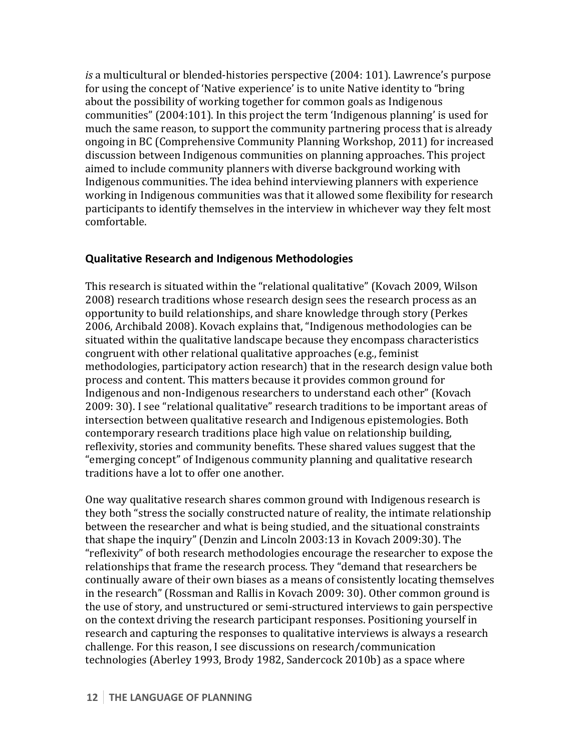*is* a multicultural or blended-histories perspective (2004: 101). Lawrence's purpose for using the concept of 'Native experience' is to unite Native identity to "bring about the possibility of working together for common goals as Indigenous communities" (2004:101). In this project the term 'Indigenous planning' is used for much the same reason, to support the community partnering process that is already ongoing in BC (Comprehensive Community Planning Workshop, 2011) for increased discussion between Indigenous communities on planning approaches. This project aimed to include community planners with diverse background working with Indigenous communities. The idea behind interviewing planners with experience working in Indigenous communities was that it allowed some flexibility for research participants to identify themselves in the interview in whichever way they felt most comfortable.

### Qualitative Research and Indigenous Methodologies

This research is situated within the "relational qualitative" (Kovach 2009, Wilson 2008) research traditions whose research design sees the research process as an opportunity to build relationships, and share knowledge through story (Perkes 2006, Archibald 2008). Kovach explains that, "Indigenous methodologies can be situated within the qualitative landscape because they encompass characteristics congruent with other relational qualitative approaches (e.g., feminist methodologies, participatory action research) that in the research design value both process and content. This matters because it provides common ground for Indigenous and non-Indigenous researchers to understand each other" (Kovach 2009: 30). I see "relational qualitative" research traditions to be important areas of intersection between qualitative research and Indigenous epistemologies. Both contemporary research traditions place high value on relationship building, reflexivity, stories and community benefits. These shared values suggest that the "emerging concept" of Indigenous community planning and qualitative research traditions have a lot to offer one another.

One way qualitative research shares common ground with Indigenous research is they both "stress the socially constructed nature of reality, the intimate relationship between the researcher and what is being studied, and the situational constraints that shape the inquiry" (Denzin and Lincoln 2003:13 in Kovach 2009:30). The "reflexivity" of both research methodologies encourage the researcher to expose the relationships that frame the research process. They "demand that researchers be continually aware of their own biases as a means of consistently locating themselves in the research" (Rossman and Rallis in Kovach 2009: 30). Other common ground is the use of story, and unstructured or semi-structured interviews to gain perspective on the context driving the research participant responses. Positioning yourself in research and capturing the responses to qualitative interviews is always a research challenge. For this reason, I see discussions on research/communication technologies (Aberley 1993, Brody 1982, Sandercock 2010b) as a space where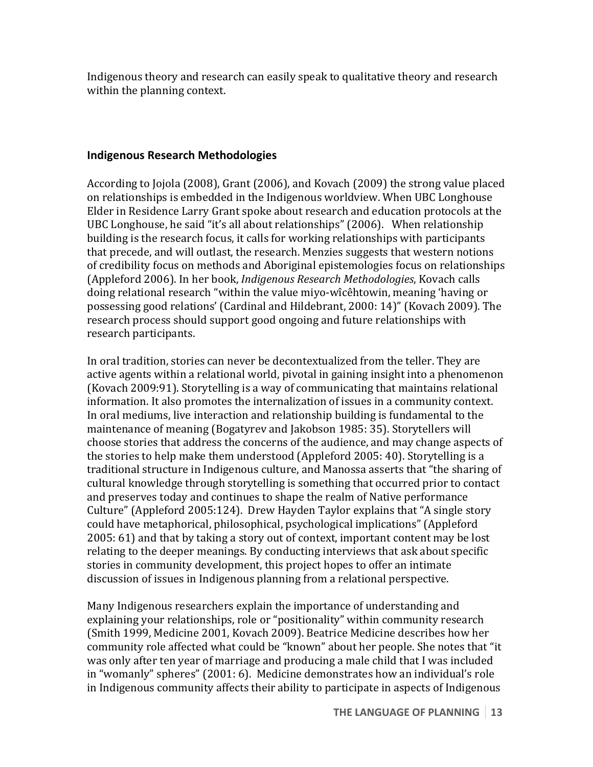Indigenous theory and research can easily speak to qualitative theory and research within the planning context.

### Indigenous Research Methodologies

According to Jojola (2008), Grant (2006), and Kovach (2009) the strong value placed on relationships is embedded in the Indigenous worldview. When UBC Longhouse Elder in Residence Larry Grant spoke about research and education protocols at the UBC Longhouse, he said "it's all about relationships" (2006). When relationship building is the research focus, it calls for working relationships with participants that precede, and will outlast, the research. Menzies suggests that western notions of credibility focus on methods and Aboriginal epistemologies focus on relationships (Appleford 2006). In her book, *Indigenous Research Methodologies*, Kovach calls doing relational research "within the value miyo-wîcêhtowin, meaning 'having or possessing good relations' (Cardinal and Hildebrant, 2000: 14)" (Kovach 2009). The research process should support good ongoing and future relationships with research participants.

In oral tradition, stories can never be decontextualized from the teller. They are active agents within a relational world, pivotal in gaining insight into a phenomenon (Kovach 2009:91). Storytelling is a way of communicating that maintains relational information. It also promotes the internalization of issues in a community context. In oral mediums, live interaction and relationship building is fundamental to the maintenance of meaning (Bogatyrev and Jakobson 1985: 35). Storytellers will choose stories that address the concerns of the audience, and may change aspects of the stories to help make them understood (Appleford 2005: 40). Storytelling is a traditional structure in Indigenous culture, and Manossa asserts that "the sharing of cultural knowledge through storytelling is something that occurred prior to contact and preserves today and continues to shape the realm of Native performance Culture" (Appleford 2005:124). Drew Hayden Taylor explains that "A single story could have metaphorical, philosophical, psychological implications" (Appleford 2005: 61) and that by taking a story out of context, important content may be lost relating to the deeper meanings. By conducting interviews that ask about specific stories in community development, this project hopes to offer an intimate discussion of issues in Indigenous planning from a relational perspective.

Many Indigenous researchers explain the importance of understanding and explaining your relationships, role or "positionality" within community research (Smith 1999, Medicine 2001, Kovach 2009). Beatrice Medicine describes how her community role affected what could be "known" about her people. She notes that "it was only after ten year of marriage and producing a male child that I was included in "womanly" spheres" (2001: 6). Medicine demonstrates how an individual's role in Indigenous community affects their ability to participate in aspects of Indigenous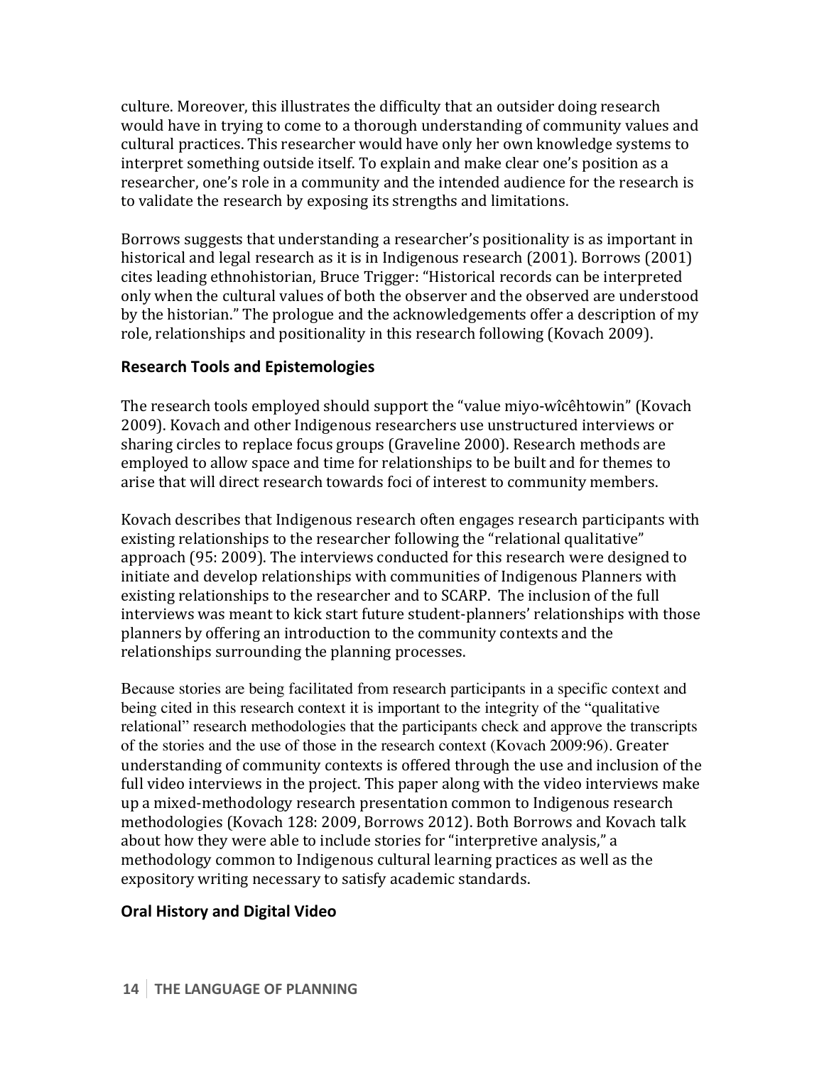culture. Moreover, this illustrates the difficulty that an outsider doing research would have in trying to come to a thorough understanding of community values and cultural practices. This researcher would have only her own knowledge systems to interpret something outside itself. To explain and make clear one's position as a researcher, one's role in a community and the intended audience for the research is to validate the research by exposing its strengths and limitations.

Borrows suggests that understanding a researcher's positionality is as important in historical and legal research as it is in Indigenous research (2001). Borrows (2001) cites leading ethnohistorian, Bruce Trigger: "Historical records can be interpreted only when the cultural values of both the observer and the observed are understood by the historian." The prologue and the acknowledgements offer a description of my role, relationships and positionality in this research following (Kovach 2009).

### Research Tools and Epistemologies

The research tools employed should support the "value miyo-wîcêhtowin" (Kovach 2009). Kovach and other Indigenous researchers use unstructured interviews or sharing circles to replace focus groups (Graveline 2000). Research methods are employed to allow space and time for relationships to be built and for themes to arise that will direct research towards foci of interest to community members.

Kovach describes that Indigenous research often engages research participants with existing relationships to the researcher following the "relational qualitative" approach (95: 2009). The interviews conducted for this research were designed to initiate and develop relationships with communities of Indigenous Planners with existing relationships to the researcher and to SCARP. The inclusion of the full interviews was meant to kick start future student-planners' relationships with those planners by offering an introduction to the community contexts and the relationships surrounding the planning processes.

Because stories are being facilitated from research participants in a specific context and being cited in this research context it is important to the integrity of the "qualitative relational" research methodologies that the participants check and approve the transcripts of the stories and the use of those in the research context (Kovach 2009:96). Greater understanding of community contexts is offered through the use and inclusion of the full video interviews in the project. This paper along with the video interviews make up a mixed-methodology research presentation common to Indigenous research methodologies (Kovach 128: 2009, Borrows 2012). Both Borrows and Kovach talk about how they were able to include stories for "interpretive analysis," a methodology common to Indigenous cultural learning practices as well as the expository writing necessary to satisfy academic standards.

### Oral History and Digital Video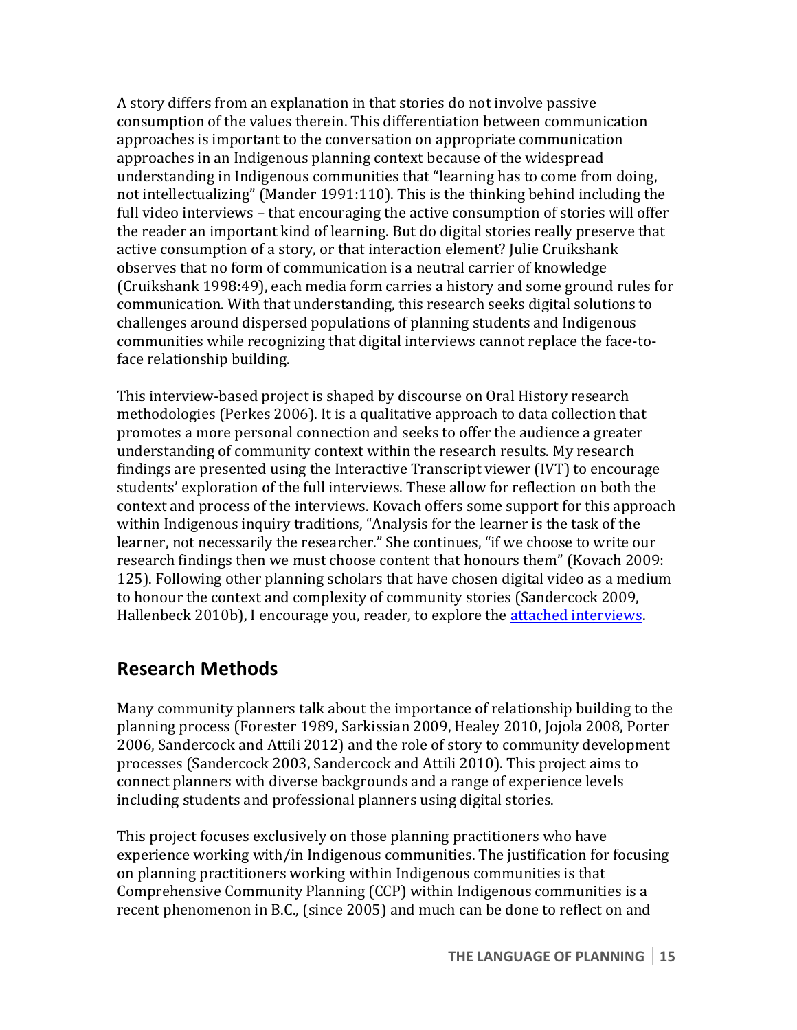A story differs from an explanation in that stories do not involve passive consumption of the values therein. This differentiation between communication approaches is important to the conversation on appropriate communication approaches in an Indigenous planning context because of the widespread understanding in Indigenous communities that "learning has to come from doing, not intellectualizing" (Mander 1991:110). This is the thinking behind including the full video interviews – that encouraging the active consumption of stories will offer the reader an important kind of learning. But do digital stories really preserve that active consumption of a story, or that interaction element? Julie Cruikshank observes that no form of communication is a neutral carrier of knowledge (Cruikshank 1998:49), each media form carries a history and some ground rules for communication. With that understanding, this research seeks digital solutions to challenges around dispersed populations of planning students and Indigenous communities while recognizing that digital interviews cannot replace the face-to-face relationship building.

This interview-based project is shaped by discourse on Oral History research methodologies (Perkes 2006). It is a qualitative approach to data collection that promotes a more personal connection and seeks to offer the audience a greater understanding of community context within the research results. My research findings are presented using the Interactive Transcript viewer (IVT) to encourage students' exploration of the full interviews. These allow for reflection on both the context and process of the interviews. Kovach offers some support for this approach within Indigenous inquiry traditions, "Analysis for the learner is the task of the learner, not necessarily the researcher." She continues, "if we choose to write our research findings then we must choose content that honours them" (Kovach 2009: 125). Following other planning scholars that have chosen digital video as a medium to honour the context and complexity of community stories (Sandercock 2009, Hallenbeck 2010b), I encourage you, reader, to explore the attached interviews.

## Research Methods

Many community planners talk about the importance of relationship building to the planning process (Forester 1989, Sarkissian 2009, Healey 2010, Jojola 2008, Porter 2006, Sandercock and Attili 2012) and the role of story to community development processes (Sandercock 2003, Sandercock and Attili 2010). This project aims to connect planners with diverse backgrounds and a range of experience levels including students and professional planners using digital stories.

This project focuses exclusively on those planning practitioners who have experience working with/in Indigenous communities. The justification for focusing on planning practitioners working within Indigenous communities is that Comprehensive Community Planning (CCP) within Indigenous communities is a recent phenomenon in B.C., (since 2005) and much can be done to reflect on and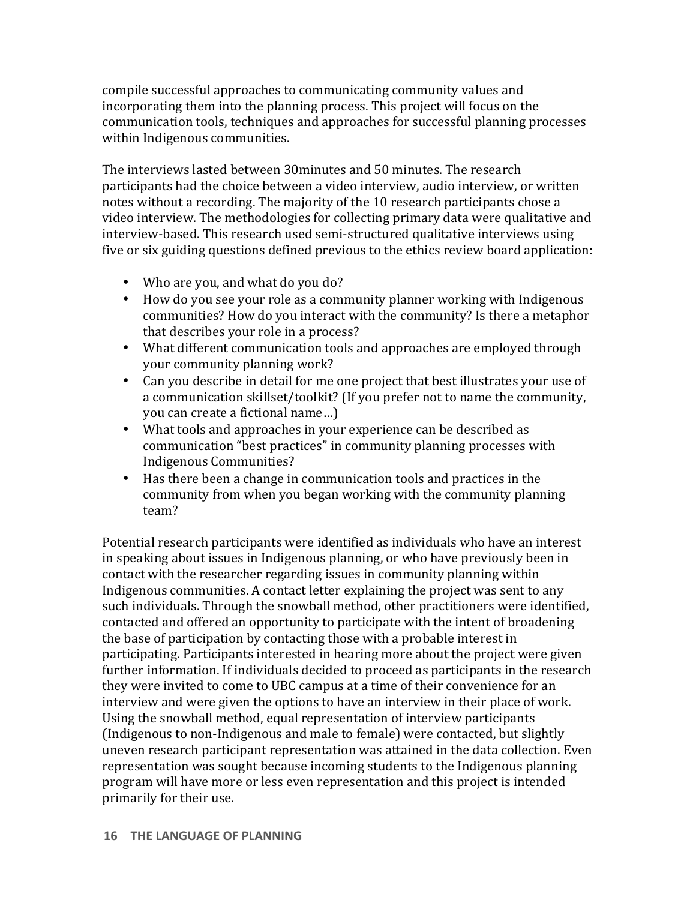compile successful approaches to communicating community values and incorporating them into the planning process. This project will focus on the communication tools, techniques and approaches for successful planning processes within Indigenous communities.

The interviews lasted between 30minutes and 50 minutes. The research participants had the choice between a video interview, audio interview, or written notes without a recording. The majority of the 10 research participants chose a video interview. The methodologies for collecting primary data were qualitative and interview-based. This research used semi-structured qualitative interviews using five or six guiding questions defined previous to the ethics review board application:

- Who are you, and what do you do?
- How do you see your role as a community planner working with Indigenous communities? How do you interact with the community? Is there a metaphor that describes your role in a process?
- What different communication tools and approaches are employed through your community planning work?
- Can you describe in detail for me one project that best illustrates your use of a communication skillset/toolkit? (If you prefer not to name the community, you can create a fictional name…)
- What tools and approaches in your experience can be described as communication "best practices" in community planning processes with Indigenous Communities?
- Has there been a change in communication tools and practices in the community from when you began working with the community planning team?

Potential research participants were identified as individuals who have an interest in speaking about issues in Indigenous planning, or who have previously been in contact with the researcher regarding issues in community planning within Indigenous communities. A contact letter explaining the project was sent to any such individuals. Through the snowball method, other practitioners were identified, contacted and offered an opportunity to participate with the intent of broadening the base of participation by contacting those with a probable interest in participating. Participants interested in hearing more about the project were given further information. If individuals decided to proceed as participants in the research they were invited to come to UBC campus at a time of their convenience for an interview and were given the options to have an interview in their place of work. Using the snowball method, equal representation of interview participants (Indigenous to non-Indigenous and male to female) were contacted, but slightly uneven research participant representation was attained in the data collection. Even representation was sought because incoming students to the Indigenous planning program will have more or less even representation and this project is intended primarily for their use.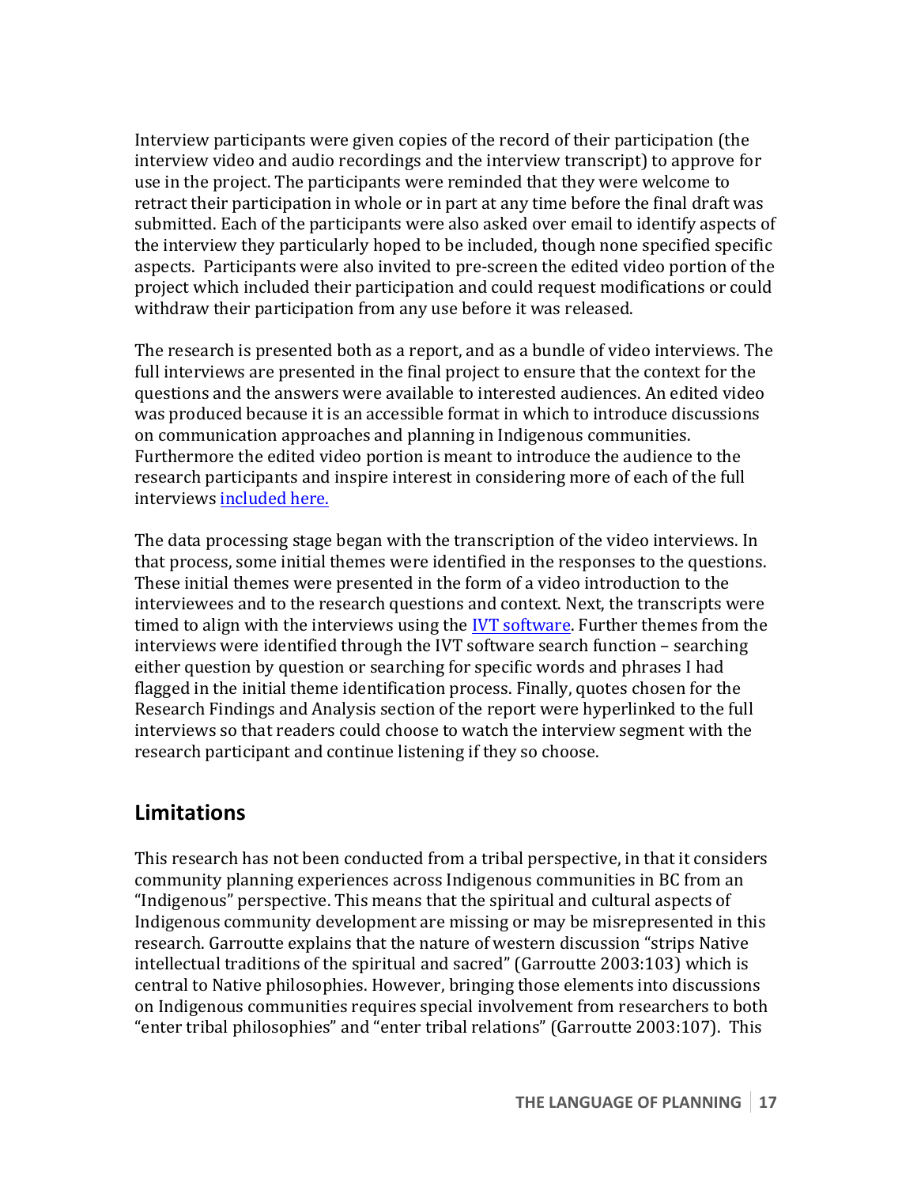Interview participants were given copies of the record of their participation (the interview video and audio recordings and the interview transcript) to approve for use in the project. The participants were reminded that they were welcome to retract their participation in whole or in part at any time before the final draft was submitted. Each of the participants were also asked over email to identify aspects of the interview they particularly hoped to be included, though none specified specific aspects. Participants were also invited to pre-screen the edited video portion of the project which included their participation and could request modifications or could withdraw their participation from any use before it was released.

The research is presented both as a report, and as a bundle of video interviews. The full interviews are presented in the final project to ensure that the context for the questions and the answers were available to interested audiences. An edited video was produced because it is an accessible format in which to introduce discussions on communication approaches and planning in Indigenous communities. Furthermore the edited video portion is meant to introduce the audience to the research participants and inspire interest in considering more of each of the full interviews included here.

The data processing stage began with the transcription of the video interviews. In that process, some initial themes were identified in the responses to the questions. These initial themes were presented in the form of a video introduction to the interviewees and to the research questions and context. Next, the transcripts were timed to align with the interviews using the IVT software. Further themes from the interviews were identified through the IVT software search function – searching either question by question or searching for specific words and phrases I had flagged in the initial theme identification process. Finally, quotes chosen for the Research Findings and Analysis section of the report were hyperlinked to the full interviews so that readers could choose to watch the interview segment with the research participant and continue listening if they so choose.

## Limitations

This research has not been conducted from a tribal perspective, in that it considers community planning experiences across Indigenous communities in BC from an "Indigenous" perspective. This means that the spiritual and cultural aspects of Indigenous community development are missing or may be misrepresented in this research. Garroutte explains that the nature of western discussion "strips Native intellectual traditions of the spiritual and sacred" (Garroutte 2003:103) which is central to Native philosophies. However, bringing those elements into discussions on Indigenous communities requires special involvement from researchers to both "enter tribal philosophies" and "enter tribal relations" (Garroutte 2003:107). This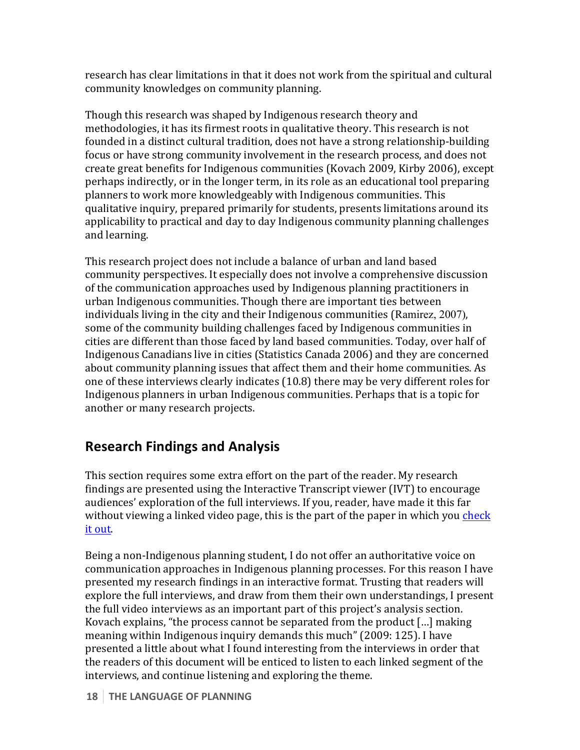research has clear limitations in that it does not work from the spiritual and cultural community knowledges on community planning.

Though this research was shaped by Indigenous research theory and methodologies, it has its firmest roots in qualitative theory. This research is not founded in a distinct cultural tradition, does not have a strong relationship-building focus or have strong community involvement in the research process, and does not create great benefits for Indigenous communities (Kovach 2009, Kirby 2006), except perhaps indirectly, or in the longer term, in its role as an educational tool preparing planners to work more knowledgeably with Indigenous communities. This qualitative inquiry, prepared primarily for students, presents limitations around its applicability to practical and day to day Indigenous community planning challenges and learning.

This research project does not include a balance of urban and land based community perspectives. It especially does not involve a comprehensive discussion of the communication approaches used by Indigenous planning practitioners in urban Indigenous communities. Though there are important ties between individuals living in the city and their Indigenous communities (Ramirez, 2007), some of the community building challenges faced by Indigenous communities in cities are different than those faced by land based communities. Today, over half of Indigenous Canadians live in cities (Statistics Canada 2006) and they are concerned about community planning issues that affect them and their home communities. As one of these interviews clearly indicates (10.8) there may be very different roles for Indigenous planners in urban Indigenous communities. Perhaps that is a topic for another or many research projects.

## Research Findings and Analysis

This section requires some extra effort on the part of the reader. My research findings are presented using the Interactive Transcript viewer (IVT) to encourage audiences' exploration of the full interviews. If you, reader, have made it this far without viewing a linked video page, this is the part of the paper in which you check it out.

Being a non-Indigenous planning student, I do not offer an authoritative voice on communication approaches in Indigenous planning processes. For this reason I have presented my research findings in an interactive format. Trusting that readers will explore the full interviews, and draw from them their own understandings, I present the full video interviews as an important part of this project's analysis section. Kovach explains, "the process cannot be separated from the product […] making meaning within Indigenous inquiry demands this much" (2009: 125). I have presented a little about what I found interesting from the interviews in order that the readers of this document will be enticed to listen to each linked segment of the interviews, and continue listening and exploring the theme.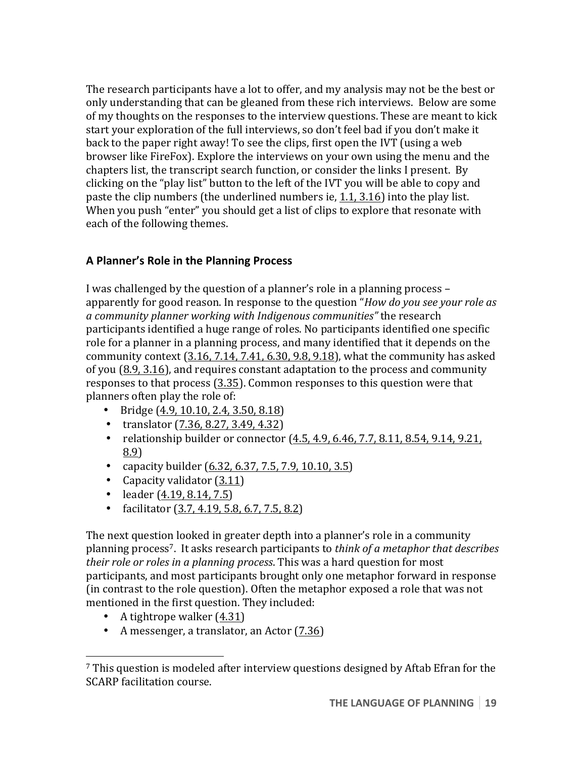The research participants have a lot to offer, and my analysis may not be the best or only understanding that can be gleaned from these rich interviews. Below are some of my thoughts on the responses to the interview questions. These are meant to kick start your exploration of the full interviews, so don't feel bad if you don't make it back to the paper right away! To see the clips, first open the IVT (using a web browser like FireFox). Explore the interviews on your own using the menu and the chapters list, the transcript search function, or consider the links I present. By clicking on the "play list" button to the left of the IVT you will be able to copy and paste the clip numbers (the underlined numbers ie, 1.1, 3.16) into the play list. When you push "enter" you should get a list of clips to explore that resonate with each of the following themes.

### A Planner's Role in the Planning Process

I was challenged by the question of a planner's role in a planning process – apparently for good reason. In response to the question "*How do you see your role as a community planner working with Indigenous communities"* the research participants identified a huge range of roles. No participants identified one specific role for a planner in a planning process, and many identified that it depends on the community context (3.16, 7.14, 7.41, 6.30, 9.8, 9.18), what the community has asked of you (8.9, 3.16), and requires constant adaptation to the process and community responses to that process (3.35). Common responses to this question were that planners often play the role of:

- Bridge (4.9, 10.10, 2.4, 3.50, 8.18)
- translator (7.36, 8.27, 3.49, 4.32)
- relationship builder or connector (4.5, 4.9, 6.46, 7.7, 8.11, 8.54, 9.14, 9.21, 8.9)
- capacity builder (6.32, 6.37, 7.5, 7.9, 10.10, 3.5)
- Capacity validator (3.11)
- leader (4.19, 8.14, 7.5)
- facilitator (3.7, 4.19, 5.8, 6.7, 7.5, 8.2)

The next question looked in greater depth into a planner's role in a community planning process[7]. It asks research participants to *think of a metaphor that describes their role or roles in a planning process*. This was a hard question for most participants, and most participants brought only one metaphor forward in response (in contrast to the role question). Often the metaphor exposed a role that was not mentioned in the first question. They included:

- A tightrope walker (4.31)
- A messenger, a translator, an Actor (7.36)

---

[7] This question is modeled after interview questions designed by Aftab Efran for the SCARP facilitation course.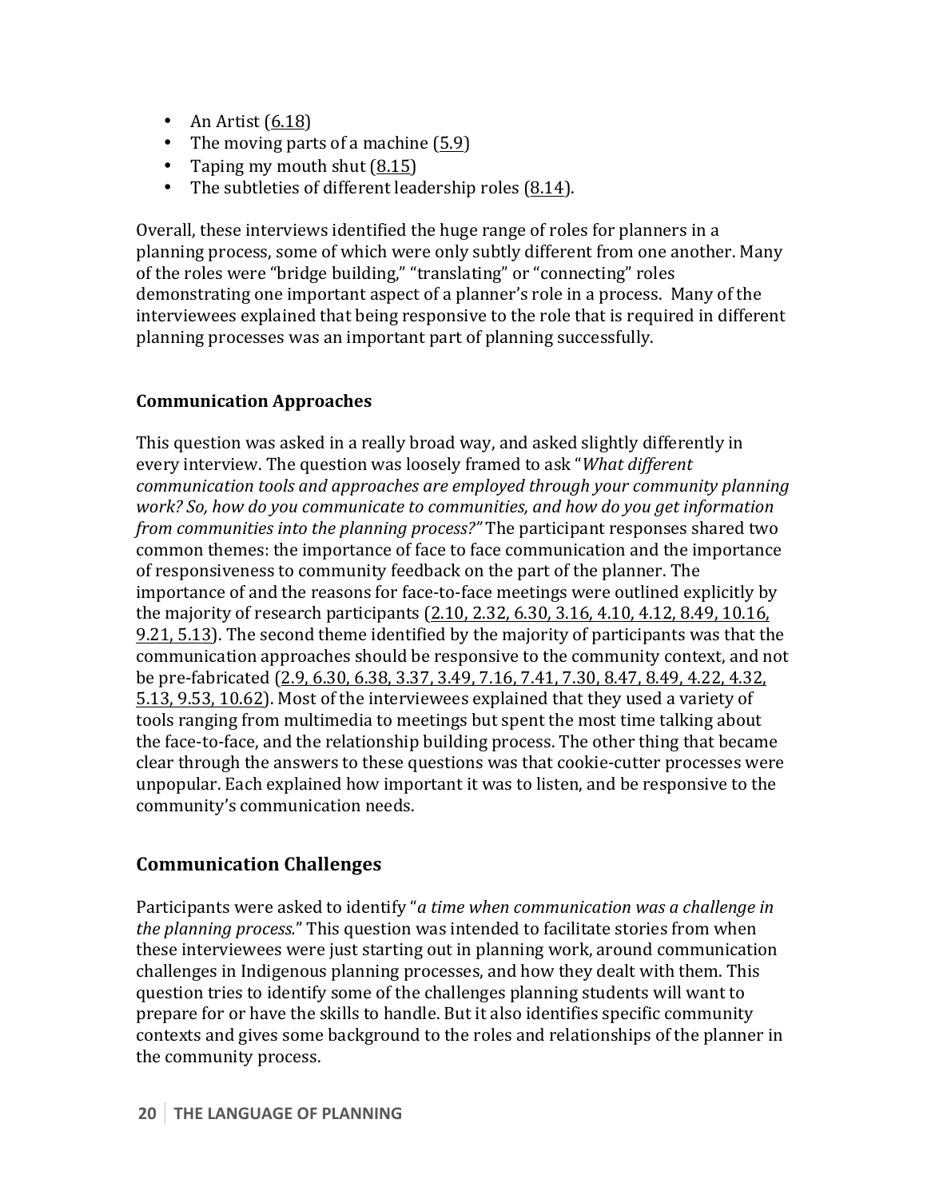- An Artist (6.18)
- The moving parts of a machine (5.9)
- Taping my mouth shut (8.15)
- The subtleties of different leadership roles (8.14).

Overall, these interviews identified the huge range of roles for planners in a planning process, some of which were only subtly different from one another. Many of the roles were "bridge building," "translating" or "connecting" roles demonstrating one important aspect of a planner's role in a process. Many of the interviewees explained that being responsive to the role that is required in different planning processes was an important part of planning successfully.

### Communication Approaches

This question was asked in a really broad way, and asked slightly differently in every interview. The question was loosely framed to ask "*What different communication tools and approaches are employed through your community planning work? So, how do you communicate to communities, and how do you get information from communities into the planning process?"* The participant responses shared two common themes: the importance of face to face communication and the importance of responsiveness to community feedback on the part of the planner. The importance of and the reasons for face-to-face meetings were outlined explicitly by the majority of research participants (2.10, 2.32, 6.30, 3.16, 4.10, 4.12, 8.49, 10.16, 9.21, 5.13). The second theme identified by the majority of participants was that the communication approaches should be responsive to the community context, and not be pre-fabricated (2.9, 6.30, 6.38, 3.37, 3.49, 7.16, 7.41, 7.30, 8.47, 8.49, 4.22, 4.32, 5.13, 9.53, 10.62). Most of the interviewees explained that they used a variety of tools ranging from multimedia to meetings but spent the most time talking about the face-to-face, and the relationship building process. The other thing that became clear through the answers to these questions was that cookie-cutter processes were unpopular. Each explained how important it was to listen, and be responsive to the community's communication needs.

## Communication Challenges

Participants were asked to identify "*a time when communication was a challenge in the planning process.*" This question was intended to facilitate stories from when these interviewees were just starting out in planning work, around communication challenges in Indigenous planning processes, and how they dealt with them. This question tries to identify some of the challenges planning students will want to prepare for or have the skills to handle. But it also identifies specific community contexts and gives some background to the roles and relationships of the planner in the community process.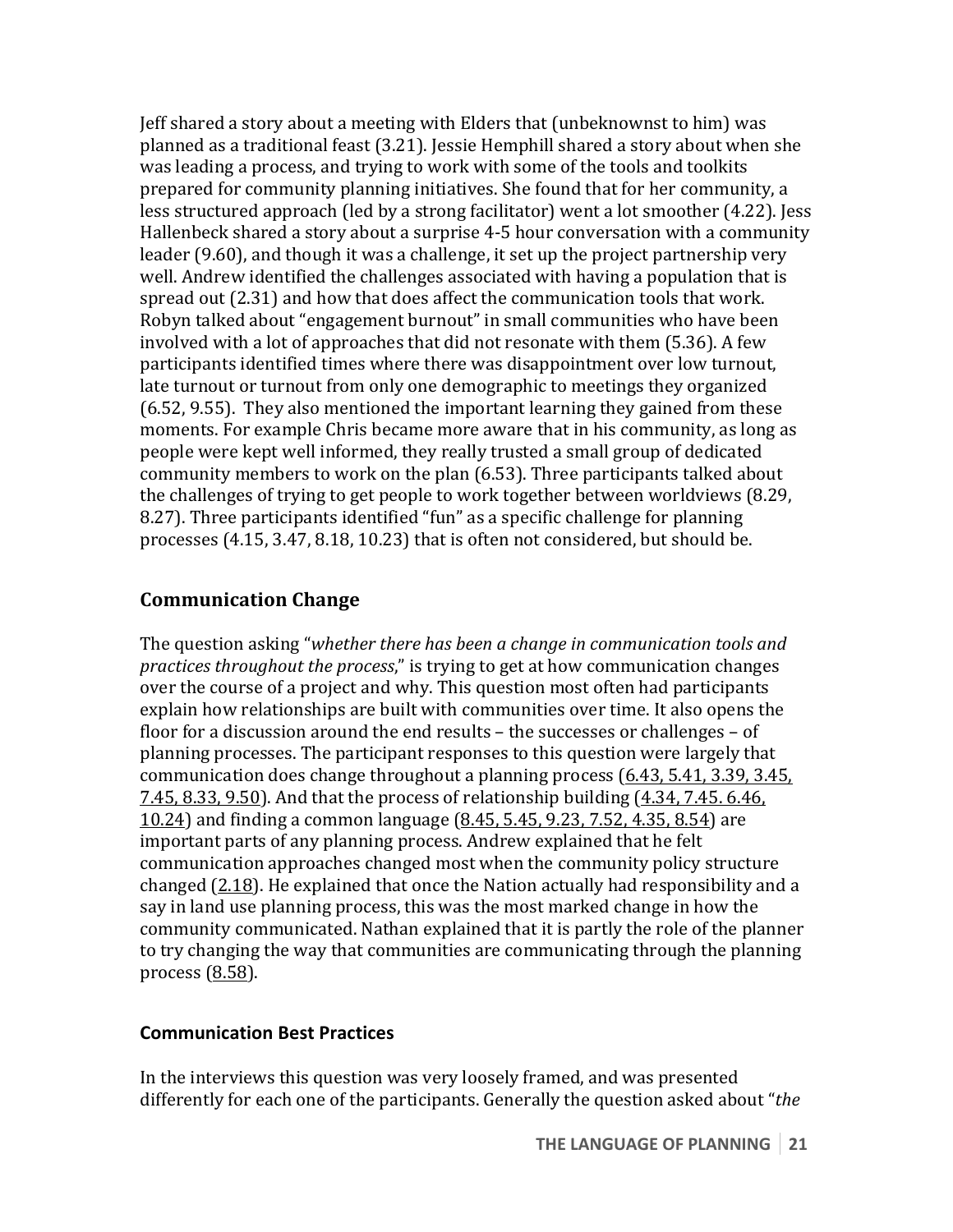Jeff shared a story about a meeting with Elders that (unbeknownst to him) was planned as a traditional feast (3.21). Jessie Hemphill shared a story about when she was leading a process, and trying to work with some of the tools and toolkits prepared for community planning initiatives. She found that for her community, a less structured approach (led by a strong facilitator) went a lot smoother (4.22). Jess Hallenbeck shared a story about a surprise 4-5 hour conversation with a community leader (9.60), and though it was a challenge, it set up the project partnership very well. Andrew identified the challenges associated with having a population that is spread out (2.31) and how that does affect the communication tools that work. Robyn talked about "engagement burnout" in small communities who have been involved with a lot of approaches that did not resonate with them (5.36). A few participants identified times where there was disappointment over low turnout, late turnout or turnout from only one demographic to meetings they organized (6.52, 9.55). They also mentioned the important learning they gained from these moments. For example Chris became more aware that in his community, as long as people were kept well informed, they really trusted a small group of dedicated community members to work on the plan (6.53). Three participants talked about the challenges of trying to get people to work together between worldviews (8.29, 8.27). Three participants identified "fun" as a specific challenge for planning processes (4.15, 3.47, 8.18, 10.23) that is often not considered, but should be.

## Communication Change

The question asking "*whether there has been a change in communication tools and practices throughout the process*," is trying to get at how communication changes over the course of a project and why. This question most often had participants explain how relationships are built with communities over time. It also opens the floor for a discussion around the end results – the successes or challenges – of planning processes. The participant responses to this question were largely that communication does change throughout a planning process (6.43, 5.41, 3.39, 3.45, 7.45, 8.33, 9.50). And that the process of relationship building (4.34, 7.45. 6.46, 10.24) and finding a common language (8.45, 5.45, 9.23, 7.52, 4.35, 8.54) are important parts of any planning process. Andrew explained that he felt communication approaches changed most when the community policy structure changed (2.18). He explained that once the Nation actually had responsibility and a say in land use planning process, this was the most marked change in how the community communicated. Nathan explained that it is partly the role of the planner to try changing the way that communities are communicating through the planning process (8.58).

### Communication Best Practices

In the interviews this question was very loosely framed, and was presented differently for each one of the participants. Generally the question asked about "*the*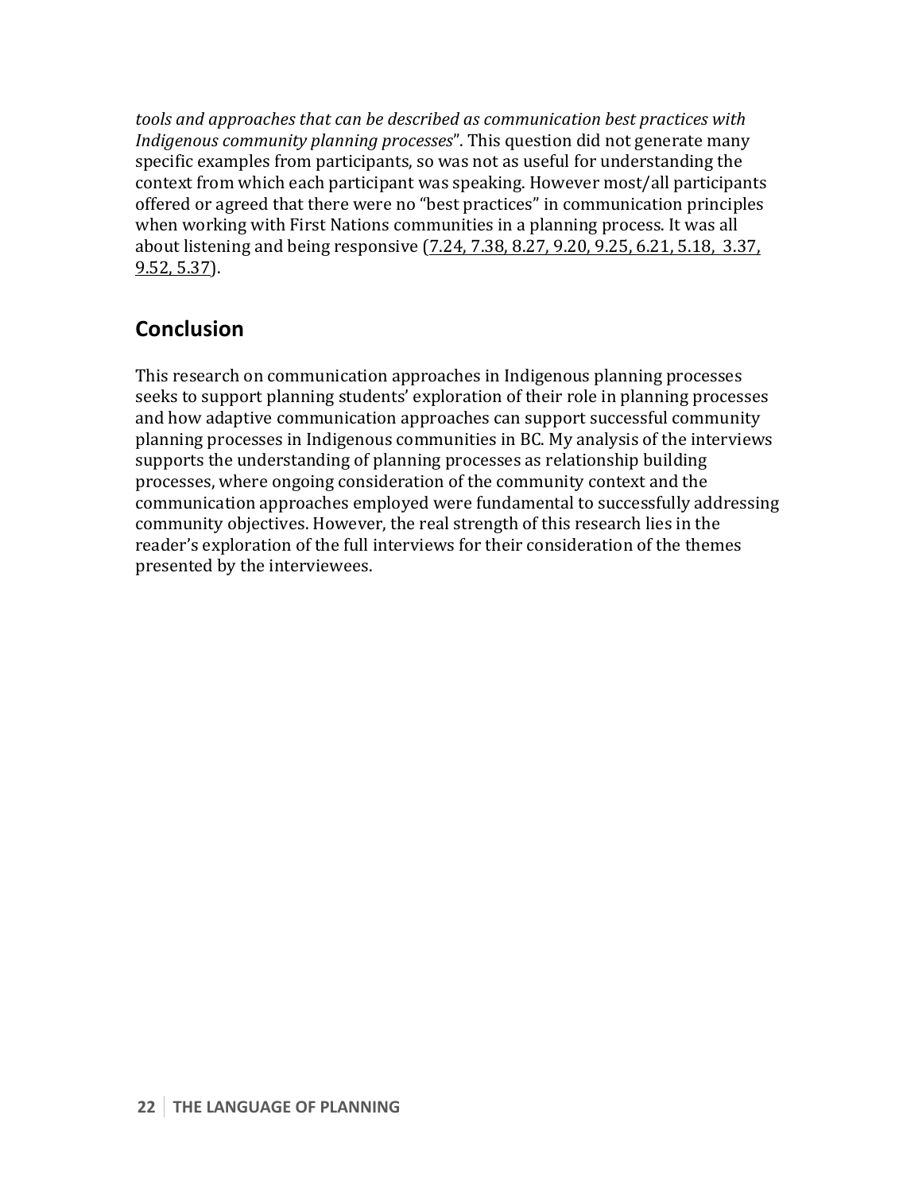*tools and approaches that can be described as communication best practices with Indigenous community planning processes*". This question did not generate many specific examples from participants, so was not as useful for understanding the context from which each participant was speaking. However most/all participants offered or agreed that there were no "best practices" in communication principles when working with First Nations communities in a planning process. It was all about listening and being responsive (7.24, 7.38, 8.27, 9.20, 9.25, 6.21, 5.18, 3.37, 9.52, 5.37).

## Conclusion

This research on communication approaches in Indigenous planning processes seeks to support planning students' exploration of their role in planning processes and how adaptive communication approaches can support successful community planning processes in Indigenous communities in BC. My analysis of the interviews supports the understanding of planning processes as relationship building processes, where ongoing consideration of the community context and the communication approaches employed were fundamental to successfully addressing community objectives. However, the real strength of this research lies in the reader's exploration of the full interviews for their consideration of the themes presented by the interviewees.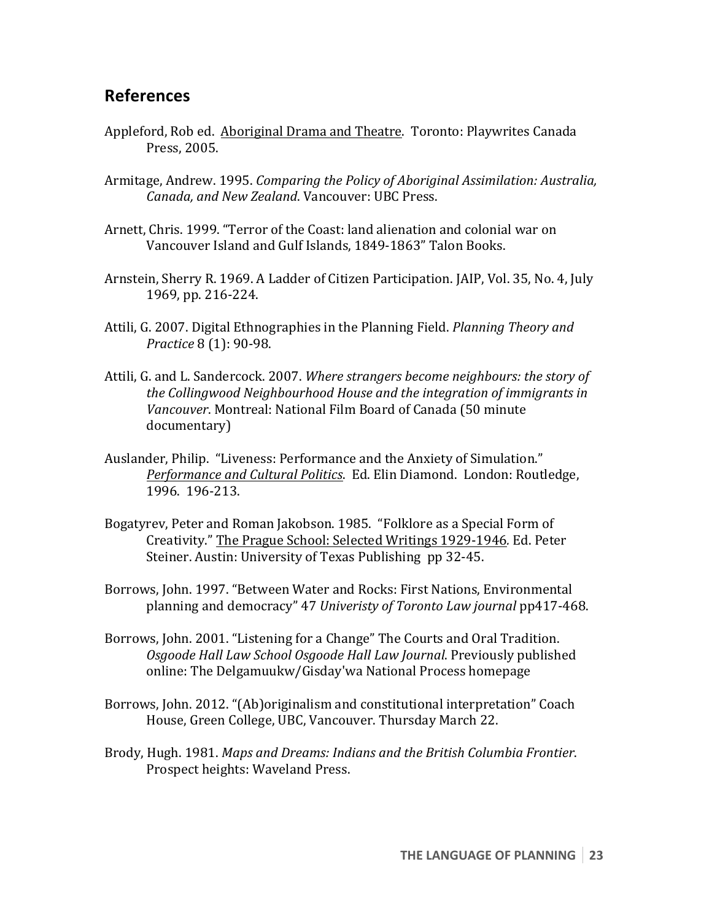## References

Appleford, Rob ed. Aboriginal Drama and Theatre. Toronto: Playwrites Canada Press, 2005.

Armitage, Andrew. 1995. *Comparing the Policy of Aboriginal Assimilation: Australia, Canada, and New Zealand*. Vancouver: UBC Press.

Arnett, Chris. 1999. "Terror of the Coast: land alienation and colonial war on Vancouver Island and Gulf Islands, 1849-1863" Talon Books.

Arnstein, Sherry R. 1969. A Ladder of Citizen Participation. JAIP, Vol. 35, No. 4, July 1969, pp. 216-224.

Attili, G. 2007. Digital Ethnographies in the Planning Field. *Planning Theory and Practice* 8 (1): 90-98.

Attili, G. and L. Sandercock. 2007. *Where strangers become neighbours: the story of the Collingwood Neighbourhood House and the integration of immigrants in Vancouver*. Montreal: National Film Board of Canada (50 minute documentary)

Auslander, Philip. "Liveness: Performance and the Anxiety of Simulation." *Performance and Cultural Politics*. Ed. Elin Diamond. London: Routledge, 1996. 196-213.

Bogatyrev, Peter and Roman Jakobson. 1985. "Folklore as a Special Form of Creativity." The Prague School: Selected Writings 1929-1946*.* Ed. Peter Steiner. Austin: University of Texas Publishing pp 32-45.

Borrows, John. 1997. "Between Water and Rocks: First Nations, Environmental planning and democracy" 47 *Univeristy of Toronto Law journal* pp417-468.

Borrows, John. 2001. "Listening for a Change" The Courts and Oral Tradition. *Osgoode Hall Law School Osgoode Hall Law Journal*. Previously published online: The Delgamuukw/Gisday'wa National Process homepage

Borrows, John. 2012. "(Ab)originalism and constitutional interpretation" Coach House, Green College, UBC, Vancouver. Thursday March 22.

Brody, Hugh. 1981. *Maps and Dreams: Indians and the British Columbia Frontier*. Prospect heights: Waveland Press.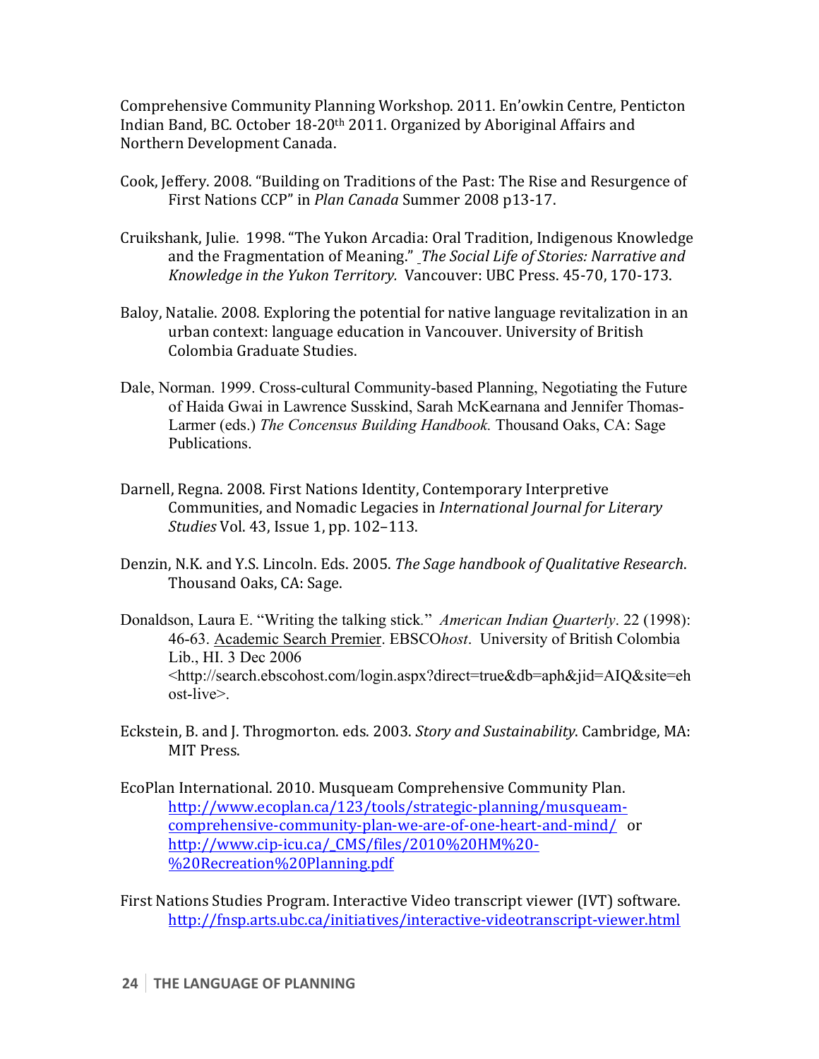Comprehensive Community Planning Workshop. 2011. En'owkin Centre, Penticton Indian Band, BC. October 18-20th 2011. Organized by Aboriginal Affairs and Northern Development Canada.

Cook, Jeffery. 2008. "Building on Traditions of the Past: The Rise and Resurgence of First Nations CCP" in *Plan Canada* Summer 2008 p13-17.

Cruikshank, Julie. 1998. "The Yukon Arcadia: Oral Tradition, Indigenous Knowledge and the Fragmentation of Meaning." *The Social Life of Stories: Narrative and Knowledge in the Yukon Territory.* Vancouver: UBC Press. 45-70, 170-173.

Baloy, Natalie. 2008. Exploring the potential for native language revitalization in an urban context: language education in Vancouver. University of British Colombia Graduate Studies.

Dale, Norman. 1999. Cross-cultural Community-based Planning, Negotiating the Future of Haida Gwai in Lawrence Susskind, Sarah McKearnana and Jennifer Thomas-Larmer (eds.) *The Concensus Building Handbook.* Thousand Oaks, CA: Sage Publications.

Darnell, Regna. 2008. First Nations Identity, Contemporary Interpretive Communities, and Nomadic Legacies in *International Journal for Literary Studies* Vol. 43, Issue 1, pp. 102–113.

Denzin, N.K. and Y.S. Lincoln. Eds. 2005. *The Sage handbook of Qualitative Research*. Thousand Oaks, CA: Sage.

Donaldson, Laura E. "Writing the talking stick." *American Indian Quarterly*. 22 (1998): 46-63. Academic Search Premier. EBSCO*host*. University of British Colombia Lib., HI. 3 Dec 2006 <http://search.ebscohost.com/login.aspx?direct=true&db=aph&jid=AIQ&site=ehost-live>.

Eckstein, B. and J. Throgmorton. eds. 2003. *Story and Sustainability*. Cambridge, MA: MIT Press.

EcoPlan International. 2010. Musqueam Comprehensive Community Plan. http://www.ecoplan.ca/123/tools/strategic-planning/musqueam-comprehensive-community-plan-we-are-of-one-heart-and-mind/ or http://www.cip-icu.ca/_CMS/files/2010%20HM%20-%20Recreation%20Planning.pdf

First Nations Studies Program. Interactive Video transcript viewer (IVT) software. http://fnsp.arts.ubc.ca/initiatives/interactive-videotranscript-viewer.html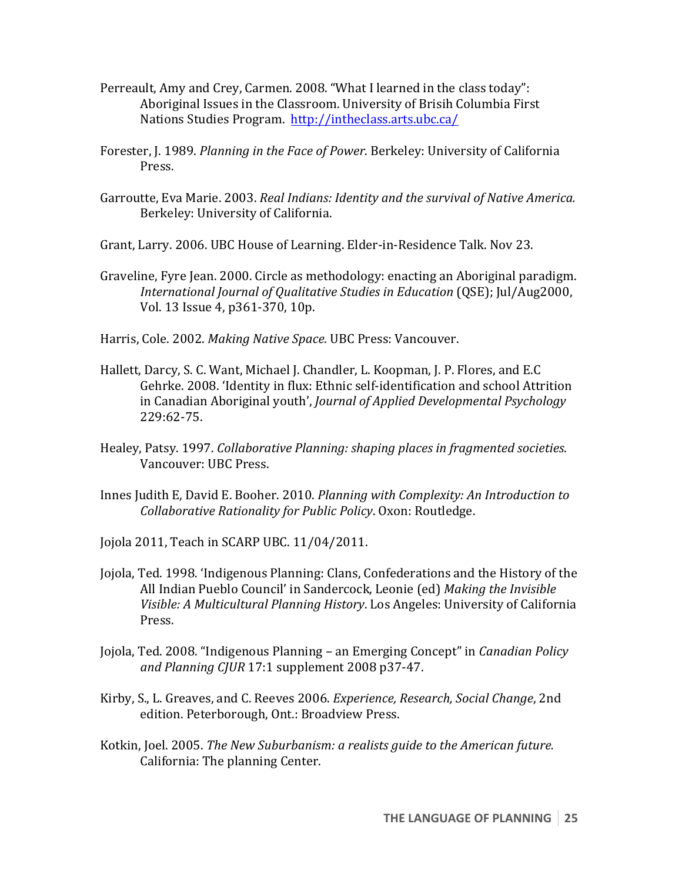Perreault, Amy and Crey, Carmen. 2008. "What I learned in the class today": Aboriginal Issues in the Classroom. University of Brisih Columbia First Nations Studies Program. http://intheclass.arts.ubc.ca/

Forester, J. 1989. *Planning in the Face of Power*. Berkeley: University of California Press.

Garroutte, Eva Marie. 2003. *Real Indians: Identity and the survival of Native America.* Berkeley: University of California.

Grant, Larry. 2006. UBC House of Learning. Elder-in-Residence Talk. Nov 23.

Graveline, Fyre Jean. 2000. Circle as methodology: enacting an Aboriginal paradigm. *International Journal of Qualitative Studies in Education* (QSE); Jul/Aug2000, Vol. 13 Issue 4, p361-370, 10p.

Harris, Cole. 2002. *Making Native Space.* UBC Press: Vancouver.

Hallett, Darcy, S. C. Want, Michael J. Chandler, L. Koopman, J. P. Flores, and E.C Gehrke. 2008. 'Identity in flux: Ethnic self-identification and school Attrition in Canadian Aboriginal youth', *Journal of Applied Developmental Psychology* 229:62-75.

Healey, Patsy. 1997. *Collaborative Planning: shaping places in fragmented societies.* Vancouver: UBC Press.

Innes Judith E, David E. Booher. 2010. *Planning with Complexity: An Introduction to Collaborative Rationality for Public Policy*. Oxon: Routledge.

Jojola 2011, Teach in SCARP UBC. 11/04/2011.

Jojola, Ted. 1998. 'Indigenous Planning: Clans, Confederations and the History of the All Indian Pueblo Council' in Sandercock, Leonie (ed) *Making the Invisible Visible: A Multicultural Planning History*. Los Angeles: University of California Press.

Jojola, Ted. 2008. "Indigenous Planning – an Emerging Concept" in *Canadian Policy and Planning CJUR* 17:1 supplement 2008 p37-47.

Kirby, S., L. Greaves, and C. Reeves 2006. *Experience, Research, Social Change*, 2nd edition. Peterborough, Ont.: Broadview Press.

Kotkin, Joel. 2005. *The New Suburbanism: a realists guide to the American future.* California: The planning Center.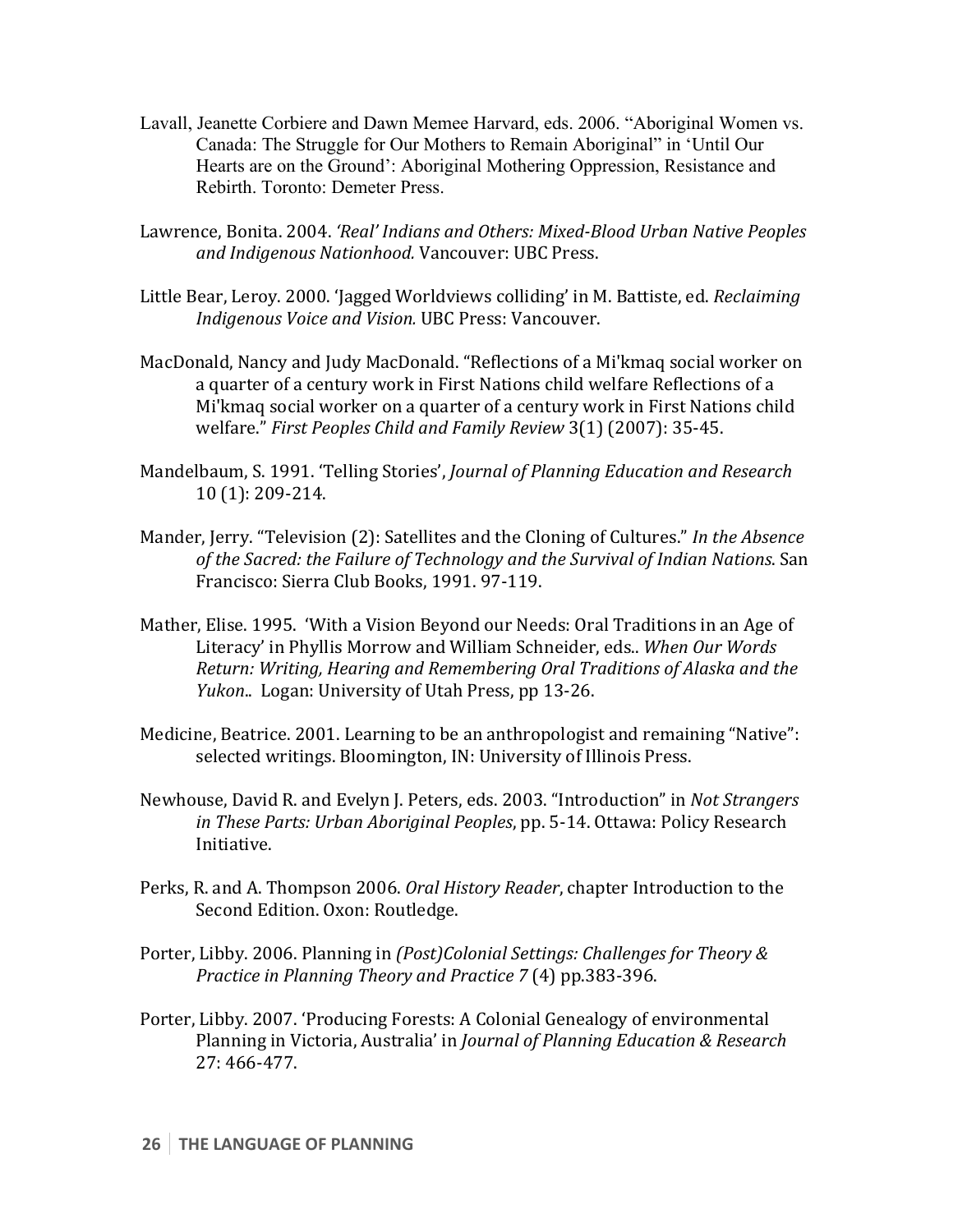Lavall, Jeanette Corbiere and Dawn Memee Harvard, eds. 2006. "Aboriginal Women vs. Canada: The Struggle for Our Mothers to Remain Aboriginal" in 'Until Our Hearts are on the Ground': Aboriginal Mothering Oppression, Resistance and Rebirth. Toronto: Demeter Press.

Lawrence, Bonita. 2004. *'Real' Indians and Others: Mixed-Blood Urban Native Peoples and Indigenous Nationhood.* Vancouver: UBC Press.

Little Bear, Leroy. 2000. 'Jagged Worldviews colliding' in M. Battiste, ed. *Reclaiming Indigenous Voice and Vision.* UBC Press: Vancouver.

MacDonald, Nancy and Judy MacDonald. "Reflections of a Mi'kmaq social worker on a quarter of a century work in First Nations child welfare Reflections of a Mi'kmaq social worker on a quarter of a century work in First Nations child welfare." *First Peoples Child and Family Review* 3(1) (2007): 35-45.

Mandelbaum, S. 1991. 'Telling Stories', *Journal of Planning Education and Research* 10 (1): 209-214.

Mander, Jerry. "Television (2): Satellites and the Cloning of Cultures." *In the Absence of the Sacred: the Failure of Technology and the Survival of Indian Nations*. San Francisco: Sierra Club Books, 1991. 97-119.

Mather, Elise. 1995. 'With a Vision Beyond our Needs: Oral Traditions in an Age of Literacy' in Phyllis Morrow and William Schneider, eds.. *When Our Words Return: Writing, Hearing and Remembering Oral Traditions of Alaska and the Yukon*.. Logan: University of Utah Press, pp 13-26.

Medicine, Beatrice. 2001. Learning to be an anthropologist and remaining "Native": selected writings. Bloomington, IN: University of Illinois Press.

Newhouse, David R. and Evelyn J. Peters, eds. 2003. "Introduction" in *Not Strangers in These Parts: Urban Aboriginal Peoples*, pp. 5-14. Ottawa: Policy Research Initiative.

Perks, R. and A. Thompson 2006. *Oral History Reader*, chapter Introduction to the Second Edition. Oxon: Routledge.

Porter, Libby. 2006. Planning in *(Post)Colonial Settings: Challenges for Theory & Practice in Planning Theory and Practice 7* (4) pp.383-396.

Porter, Libby. 2007. 'Producing Forests: A Colonial Genealogy of environmental Planning in Victoria, Australia' in *Journal of Planning Education & Research* 27: 466-477.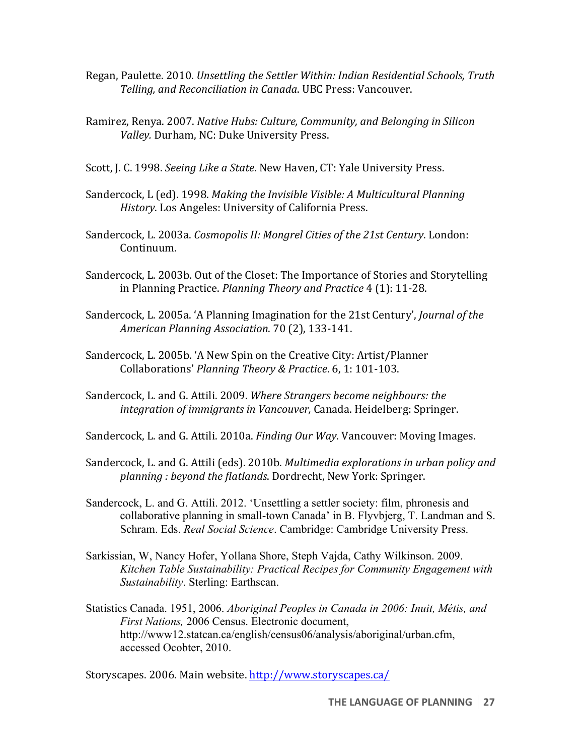Regan, Paulette. 2010. *Unsettling the Settler Within: Indian Residential Schools, Truth Telling, and Reconciliation in Canada*. UBC Press: Vancouver.

Ramirez, Renya. 2007. *Native Hubs: Culture, Community, and Belonging in Silicon Valley.* Durham, NC: Duke University Press.

Scott, J. C. 1998. *Seeing Like a State*. New Haven, CT: Yale University Press.

Sandercock, L (ed). 1998. *Making the Invisible Visible: A Multicultural Planning History*. Los Angeles: University of California Press.

Sandercock, L. 2003a. *Cosmopolis II: Mongrel Cities of the 21st Century*. London: Continuum.

Sandercock, L. 2003b. Out of the Closet: The Importance of Stories and Storytelling in Planning Practice. *Planning Theory and Practice* 4 (1): 11-28.

Sandercock, L. 2005a. 'A Planning Imagination for the 21st Century', *Journal of the American Planning Association*. 70 (2), 133-141.

Sandercock, L. 2005b. 'A New Spin on the Creative City: Artist/Planner Collaborations' *Planning Theory & Practice*. 6, 1: 101-103.

Sandercock, L. and G. Attili. 2009. *Where Strangers become neighbours: the integration of immigrants in Vancouver,* Canada. Heidelberg: Springer.

Sandercock, L. and G. Attili. 2010a. *Finding Our Way*. Vancouver: Moving Images.

Sandercock, L. and G. Attili (eds). 2010b. *Multimedia explorations in urban policy and planning : beyond the flatlands*. Dordrecht, New York: Springer.

Sandercock, L. and G. Attili. 2012. 'Unsettling a settler society: film, phronesis and collaborative planning in small-town Canada' in B. Flyvbjerg, T. Landman and S. Schram. Eds. *Real Social Science*. Cambridge: Cambridge University Press.

Sarkissian, W, Nancy Hofer, Yollana Shore, Steph Vajda, Cathy Wilkinson. 2009. *Kitchen Table Sustainability: Practical Recipes for Community Engagement with Sustainability*. Sterling: Earthscan.

Statistics Canada. 1951, 2006. *Aboriginal Peoples in Canada in 2006: Inuit, Métis, and First Nations,* 2006 Census. Electronic document, http://www12.statcan.ca/english/census06/analysis/aboriginal/urban.cfm, accessed Ocobter, 2010.

Storyscapes. 2006. Main website. http://www.storyscapes.ca/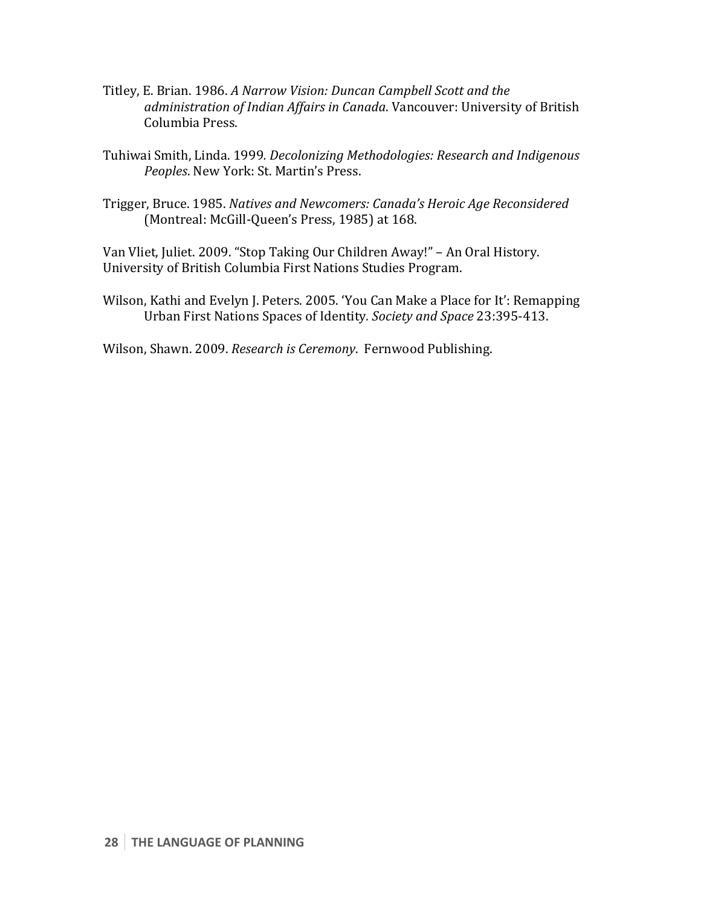Titley, E. Brian. 1986. *A Narrow Vision: Duncan Campbell Scott and the administration of Indian Affairs in Canada*. Vancouver: University of British Columbia Press.

Tuhiwai Smith, Linda. 1999*. Decolonizing Methodologies: Research and Indigenous Peoples*. New York: St. Martin's Press.

Trigger, Bruce. 1985. *Natives and Newcomers: Canada's Heroic Age Reconsidered* (Montreal: McGill-Queen's Press, 1985) at 168.

Van Vliet, Juliet. 2009. "Stop Taking Our Children Away!" – An Oral History. University of British Columbia First Nations Studies Program.

Wilson, Kathi and Evelyn J. Peters. 2005. 'You Can Make a Place for It': Remapping Urban First Nations Spaces of Identity*. Society and Space* 23:395-413.

Wilson, Shawn. 2009. *Research is Ceremony*. Fernwood Publishing.